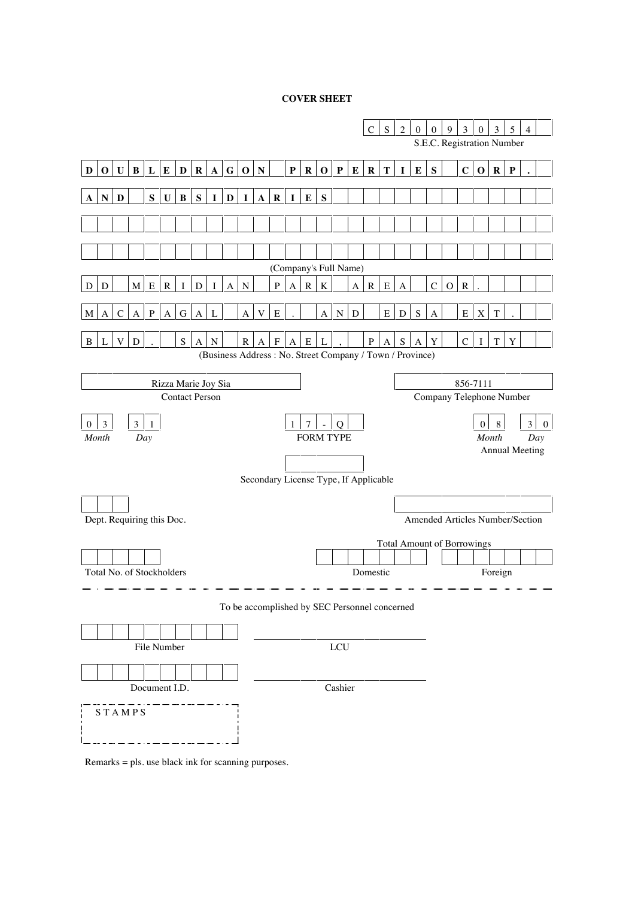# COVER SHEET

**CS200930354**
S.E.C. Registration Number

**DOUBLEDRAGON PROPERTIES CORP.**
**AND SUBSIDIARIES**

(Company's Full Name)

DD MERIDIAN PARK AREA COR.
MACAPAGAL AVE. AND EDSA EXT.
BLVD. SAN RAFAEL, PASAY CITY

(Business Address : No. Street Company / Town / Province)

| Contact Person | Company Telephone Number |
|---|---|
| Rizza Marie Joy Sia | 856-7111 |

| Month | Day | FORM TYPE | Annual Meeting Month | Annual Meeting Day |
|---|---|---|---|---|
| 03 | 31 | 17-Q | 08 | 30 |

Secondary License Type, If Applicable

Dept. Requiring this Doc.

Amended Articles Number/Section

Total Amount of Borrowings

Total No. of Stockholders

Domestic

Foreign

---

To be accomplished by SEC Personnel concerned

File Number

LCU

Document I.D.

Cashier

STAMPS

Remarks = pls. use black ink for scanning purposes.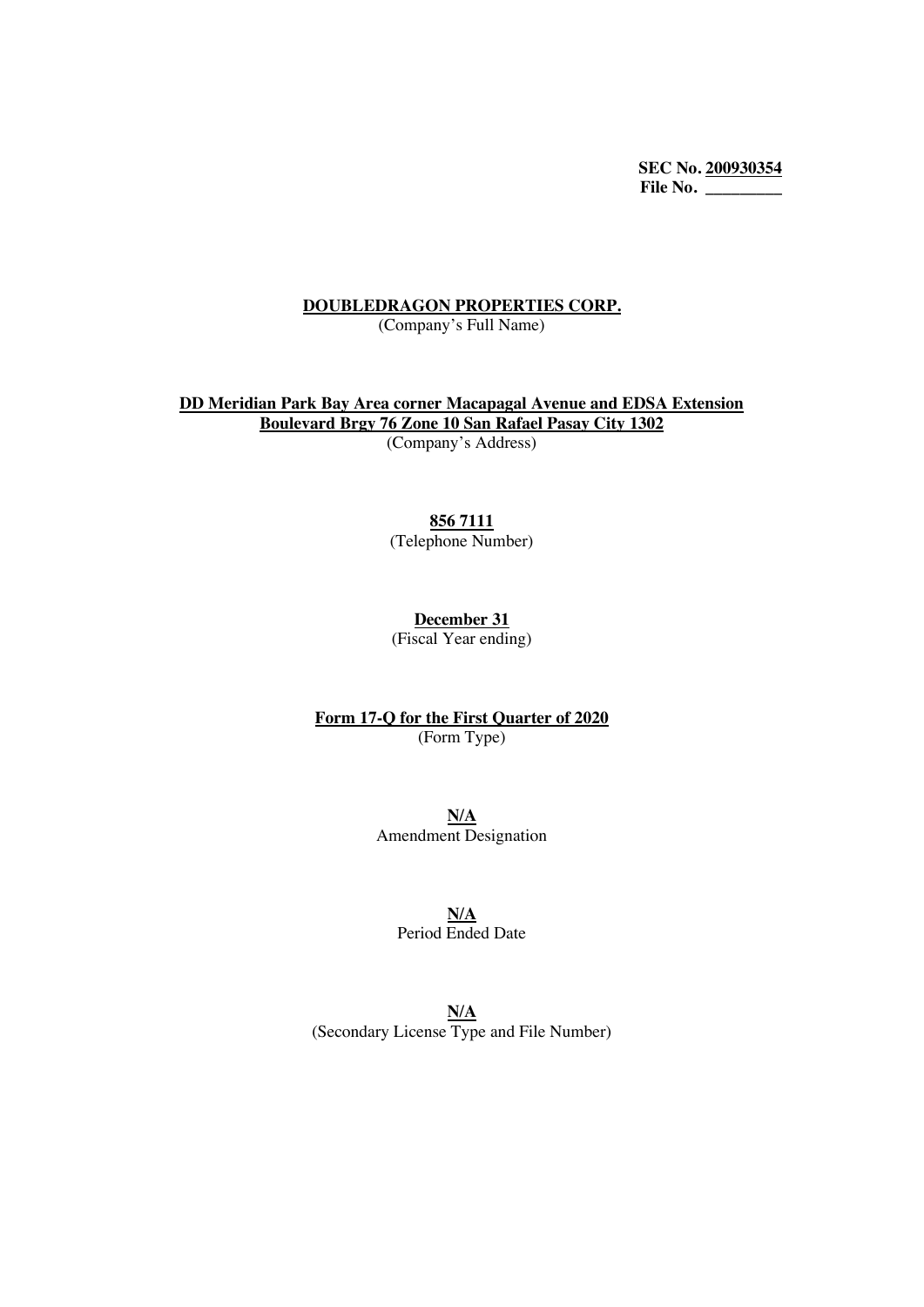**SEC No. 200930354**
**File No. _________**

**DOUBLEDRAGON PROPERTIES CORP.**
(Company's Full Name)

**DD Meridian Park Bay Area corner Macapagal Avenue and EDSA Extension Boulevard Brgy 76 Zone 10 San Rafael Pasay City 1302**
(Company's Address)

**856 7111**
(Telephone Number)

**December 31**
(Fiscal Year ending)

**Form 17-Q for the First Quarter of 2020**
(Form Type)

**N/A**
Amendment Designation

**N/A**
Period Ended Date

**N/A**
(Secondary License Type and File Number)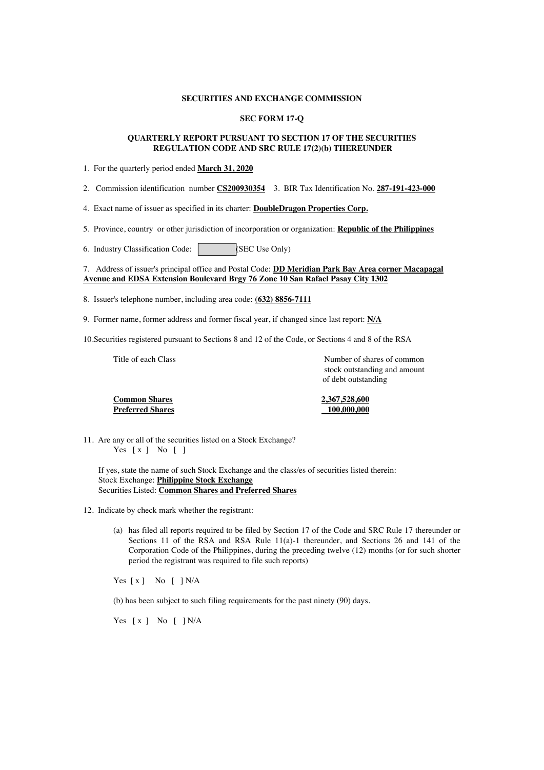**SECURITIES AND EXCHANGE COMMISSION**

**SEC FORM 17-Q**

**QUARTERLY REPORT PURSUANT TO SECTION 17 OF THE SECURITIES REGULATION CODE AND SRC RULE 17(2)(b) THEREUNDER**

1. For the quarterly period ended **March 31, 2020**

2. Commission identification number **CS200930354** 3. BIR Tax Identification No. **287-191-423-000**

4. Exact name of issuer as specified in its charter: **DoubleDragon Properties Corp.**

5. Province, country or other jurisdiction of incorporation or organization: **Republic of the Philippines**

6. Industry Classification Code: [ ] (SEC Use Only)

7. Address of issuer's principal office and Postal Code: **DD Meridian Park Bay Area corner Macapagal Avenue and EDSA Extension Boulevard Brgy 76 Zone 10 San Rafael Pasay City 1302**

8. Issuer's telephone number, including area code: **(632) 8856-7111**

9. Former name, former address and former fiscal year, if changed since last report: **N/A**

10. Securities registered pursuant to Sections 8 and 12 of the Code, or Sections 4 and 8 of the RSA

| Title of each Class | Number of shares of common stock outstanding and amount of debt outstanding |
|---|---|
| **Common Shares** | **2,367,528,600** |
| **Preferred Shares** | **100,000,000** |

11. Are any or all of the securities listed on a Stock Exchange?
    Yes [ x ] No [ ]

    If yes, state the name of such Stock Exchange and the class/es of securities listed therein:
    Stock Exchange: **Philippine Stock Exchange**
    Securities Listed: **Common Shares and Preferred Shares**

12. Indicate by check mark whether the registrant:

    (a) has filed all reports required to be filed by Section 17 of the Code and SRC Rule 17 thereunder or Sections 11 of the RSA and RSA Rule 11(a)-1 thereunder, and Sections 26 and 141 of the Corporation Code of the Philippines, during the preceding twelve (12) months (or for such shorter period the registrant was required to file such reports)

    Yes [ x ] No [ ] N/A

    (b) has been subject to such filing requirements for the past ninety (90) days.

    Yes [ x ] No [ ] N/A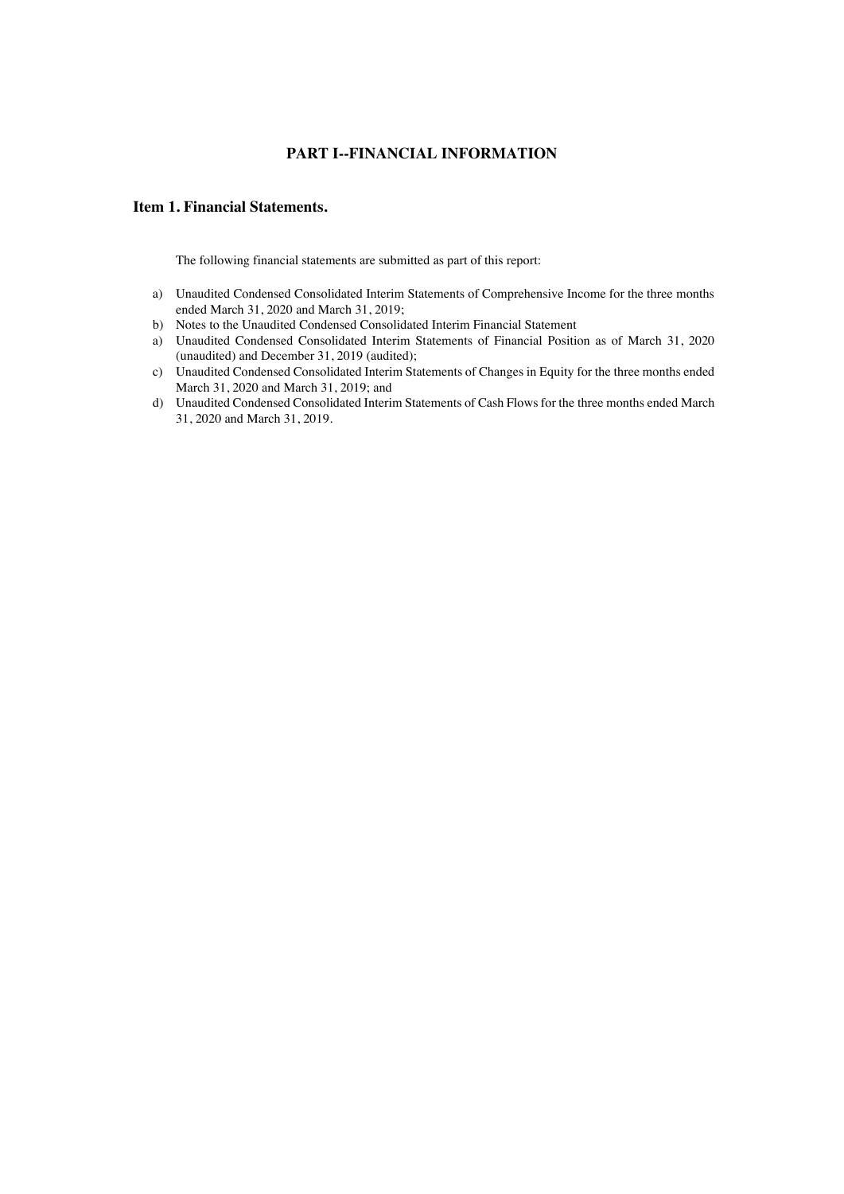# PART I--FINANCIAL INFORMATION

## Item 1. Financial Statements.

The following financial statements are submitted as part of this report:

a) Unaudited Condensed Consolidated Interim Statements of Comprehensive Income for the three months ended March 31, 2020 and March 31, 2019;
b) Notes to the Unaudited Condensed Consolidated Interim Financial Statement
a) Unaudited Condensed Consolidated Interim Statements of Financial Position as of March 31, 2020 (unaudited) and December 31, 2019 (audited);
c) Unaudited Condensed Consolidated Interim Statements of Changes in Equity for the three months ended March 31, 2020 and March 31, 2019; and
d) Unaudited Condensed Consolidated Interim Statements of Cash Flows for the three months ended March 31, 2020 and March 31, 2019.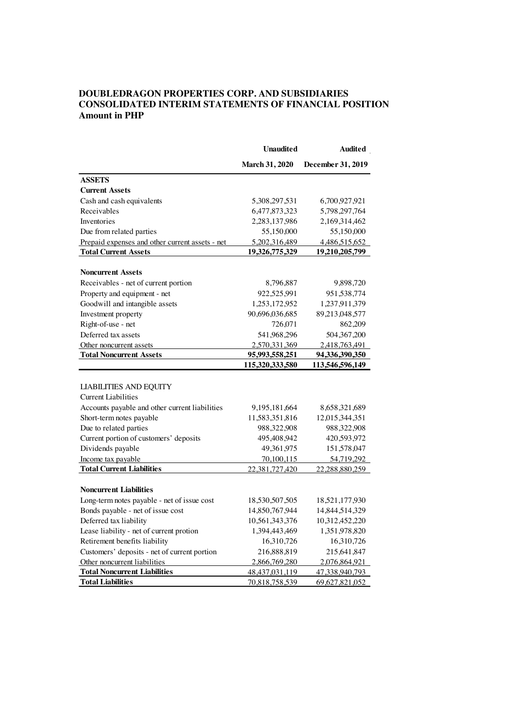**DOUBLEDRAGON PROPERTIES CORP. AND SUBSIDIARIES**
**CONSOLIDATED INTERIM STATEMENTS OF FINANCIAL POSITION**
**Amount in PHP**

| | **Unaudited** | **Audited** |
|---|---|---|
| | **March 31, 2020** | **December 31, 2019** |
| **ASSETS** | | |
| **Current Assets** | | |
| Cash and cash equivalents | 5,308,297,531 | 6,700,927,921 |
| Receivables | 6,477,873,323 | 5,798,297,764 |
| Inventories | 2,283,137,986 | 2,169,314,462 |
| Due from related parties | 55,150,000 | 55,150,000 |
| Prepaid expenses and other current assets - net | 5,202,316,489 | 4,486,515,652 |
| **Total Current Assets** | **19,326,775,329** | **19,210,205,799** |
| | | |
| **Noncurrent Assets** | | |
| Receivables - net of current portion | 8,796,887 | 9,898,720 |
| Property and equipment - net | 922,525,991 | 951,538,774 |
| Goodwill and intangible assets | 1,253,172,952 | 1,237,911,379 |
| Investment property | 90,696,036,685 | 89,213,048,577 |
| Right-of-use - net | 726,071 | 862,209 |
| Deferred tax assets | 541,968,296 | 504,367,200 |
| Other noncurrent assets | 2,570,331,369 | 2,418,763,491 |
| **Total Noncurrent Assets** | **95,993,558,251** | **94,336,390,350** |
| | **115,320,333,580** | **113,546,596,149** |
| | | |
| LIABILITIES AND EQUITY | | |
| Current Liabilities | | |
| Accounts payable and other current liabilities | 9,195,181,664 | 8,658,321,689 |
| Short-term notes payable | 11,583,351,816 | 12,015,344,351 |
| Due to related parties | 988,322,908 | 988,322,908 |
| Current portion of customers' deposits | 495,408,942 | 420,593,972 |
| Dividends payable | 49,361,975 | 151,578,047 |
| Income tax payable | 70,100,115 | 54,719,292 |
| **Total Current Liabilities** | 22,381,727,420 | 22,288,880,259 |
| | | |
| **Noncurrent Liabilities** | | |
| Long-term notes payable - net of issue cost | 18,530,507,505 | 18,521,177,930 |
| Bonds payable - net of issue cost | 14,850,767,944 | 14,844,514,329 |
| Deferred tax liability | 10,561,343,376 | 10,312,452,220 |
| Lease liability - net of current protion | 1,394,443,469 | 1,351,978,820 |
| Retirement benefits liability | 16,310,726 | 16,310,726 |
| Customers' deposits - net of current portion | 216,888,819 | 215,641,847 |
| Other noncurrent liabilities | 2,866,769,280 | 2,076,864,921 |
| **Total Noncurrent Liabilities** | 48,437,031,119 | 47,338,940,793 |
| **Total Liabilities** | 70,818,758,539 | 69,627,821,052 |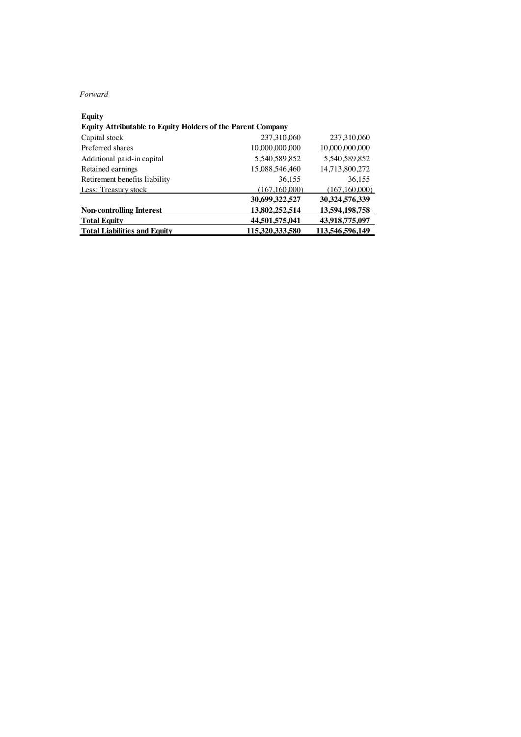*Forward*

| | | |
|---|---:|---:|
| **Equity** | | |
| **Equity Attributable to Equity Holders of the Parent Company** | | |
| Capital stock | 237,310,060 | 237,310,060 |
| Preferred shares | 10,000,000,000 | 10,000,000,000 |
| Additional paid-in capital | 5,540,589,852 | 5,540,589,852 |
| Retained earnings | 15,088,546,460 | 14,713,800,272 |
| Retirement benefits liability | 36,155 | 36,155 |
| Less: Treasury stock | (167,160,000) | (167,160,000) |
| | **30,699,322,527** | **30,324,576,339** |
| **Non-controlling Interest** | **13,802,252,514** | **13,594,198,758** |
| **Total Equity** | **44,501,575,041** | **43,918,775,097** |
| **Total Liabilities and Equity** | **115,320,333,580** | **113,546,596,149** |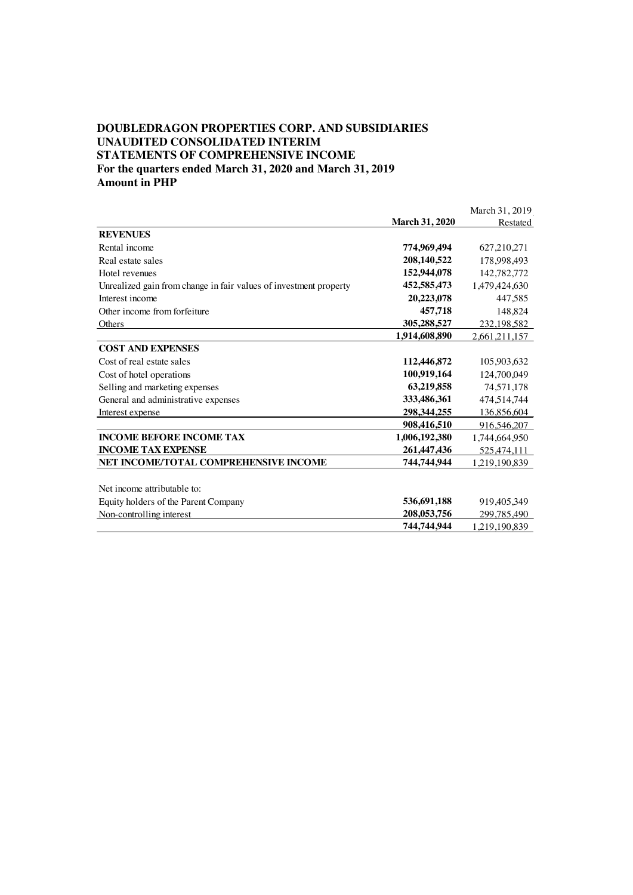**DOUBLEDRAGON PROPERTIES CORP. AND SUBSIDIARIES**
**UNAUDITED CONSOLIDATED INTERIM**
**STATEMENTS OF COMPREHENSIVE INCOME**
**For the quarters ended March 31, 2020 and March 31, 2019**
**Amount in PHP**

| | **March 31, 2020** | March 31, 2019 Restated |
|---|---|---|
| **REVENUES** | | |
| Rental income | **774,969,494** | 627,210,271 |
| Real estate sales | **208,140,522** | 178,998,493 |
| Hotel revenues | **152,944,078** | 142,782,772 |
| Unrealized gain from change in fair values of investment property | **452,585,473** | 1,479,424,630 |
| Interest income | **20,223,078** | 447,585 |
| Other income from forfeiture | **457,718** | 148,824 |
| Others | **305,288,527** | 232,198,582 |
| | **1,914,608,890** | 2,661,211,157 |
| **COST AND EXPENSES** | | |
| Cost of real estate sales | **112,446,872** | 105,903,632 |
| Cost of hotel operations | **100,919,164** | 124,700,049 |
| Selling and marketing expenses | **63,219,858** | 74,571,178 |
| General and administrative expenses | **333,486,361** | 474,514,744 |
| Interest expense | **298,344,255** | 136,856,604 |
| | **908,416,510** | 916,546,207 |
| **INCOME BEFORE INCOME TAX** | **1,006,192,380** | 1,744,664,950 |
| **INCOME TAX EXPENSE** | **261,447,436** | 525,474,111 |
| **NET INCOME/TOTAL COMPREHENSIVE INCOME** | **744,744,944** | 1,219,190,839 |
| | | |
| Net income attributable to: | | |
| Equity holders of the Parent Company | **536,691,188** | 919,405,349 |
| Non-controlling interest | **208,053,756** | 299,785,490 |
| | **744,744,944** | 1,219,190,839 |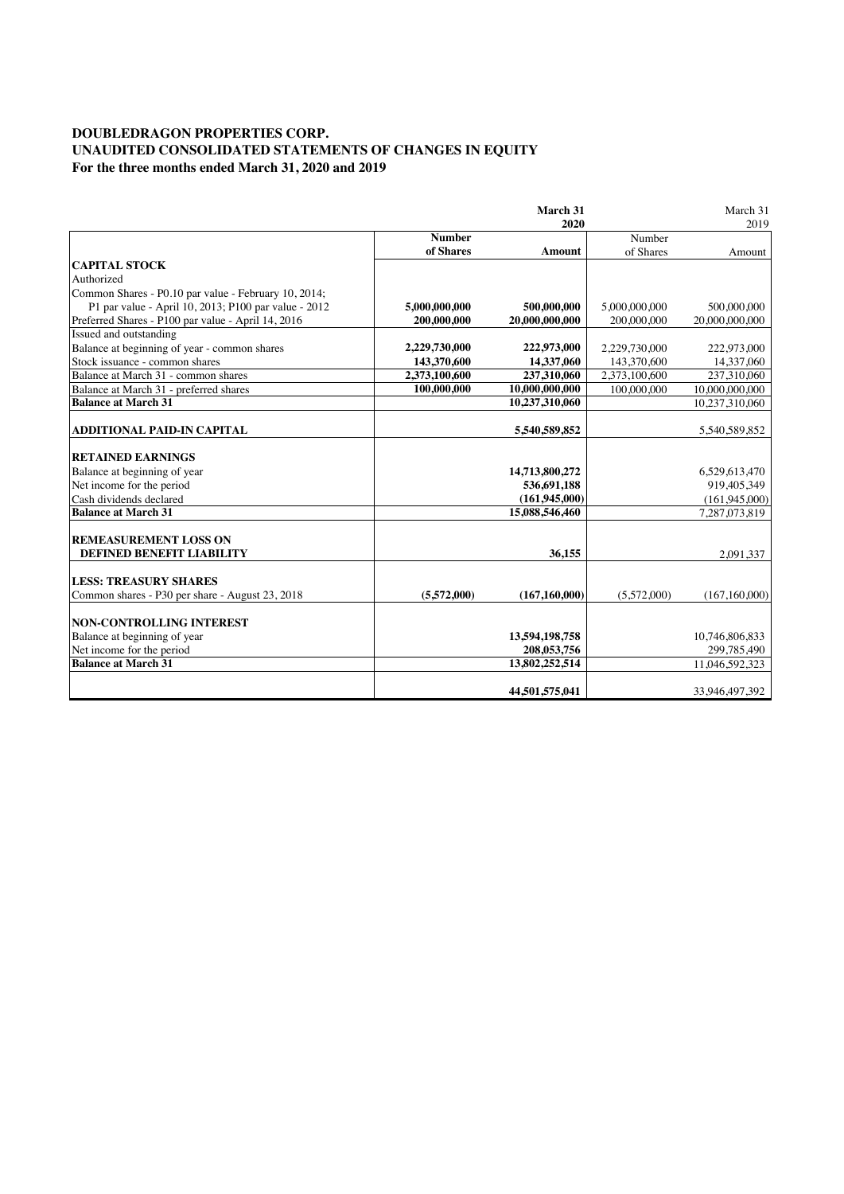**DOUBLEDRAGON PROPERTIES CORP.**
**UNAUDITED CONSOLIDATED STATEMENTS OF CHANGES IN EQUITY**
**For the three months ended March 31, 2020 and 2019**

| | March 31 2020 | | March 31 2019 | |
|---|---|---|---|---|
| | **Number of Shares** | **Amount** | Number of Shares | Amount |
| **CAPITAL STOCK** | | | | |
| Authorized | | | | |
| Common Shares - P0.10 par value - February 10, 2014; P1 par value - April 10, 2013; P100 par value - 2012 | **5,000,000,000** | **500,000,000** | 5,000,000,000 | 500,000,000 |
| Preferred Shares - P100 par value - April 14, 2016 | **200,000,000** | **20,000,000,000** | 200,000,000 | 20,000,000,000 |
| Issued and outstanding | | | | |
| Balance at beginning of year - common shares | **2,229,730,000** | **222,973,000** | 2,229,730,000 | 222,973,000 |
| Stock issuance - common shares | **143,370,600** | **14,337,060** | 143,370,600 | 14,337,060 |
| Balance at March 31 - common shares | **2,373,100,600** | **237,310,060** | 2,373,100,600 | 237,310,060 |
| Balance at March 31 - preferred shares | **100,000,000** | **10,000,000,000** | 100,000,000 | 10,000,000,000 |
| **Balance at March 31** | | **10,237,310,060** | | 10,237,310,060 |
| **ADDITIONAL PAID-IN CAPITAL** | | **5,540,589,852** | | 5,540,589,852 |
| **RETAINED EARNINGS** | | | | |
| Balance at beginning of year | | **14,713,800,272** | | 6,529,613,470 |
| Net income for the period | | **536,691,188** | | 919,405,349 |
| Cash dividends declared | | **(161,945,000)** | | (161,945,000) |
| **Balance at March 31** | | **15,088,546,460** | | 7,287,073,819 |
| **REMEASUREMENT LOSS ON DEFINED BENEFIT LIABILITY** | | **36,155** | | 2,091,337 |
| **LESS: TREASURY SHARES** | | | | |
| Common shares - P30 per share - August 23, 2018 | **(5,572,000)** | **(167,160,000)** | (5,572,000) | (167,160,000) |
| **NON-CONTROLLING INTEREST** | | | | |
| Balance at beginning of year | | **13,594,198,758** | | 10,746,806,833 |
| Net income for the period | | **208,053,756** | | 299,785,490 |
| **Balance at March 31** | | **13,802,252,514** | | 11,046,592,323 |
| | | **44,501,575,041** | | 33,946,497,392 |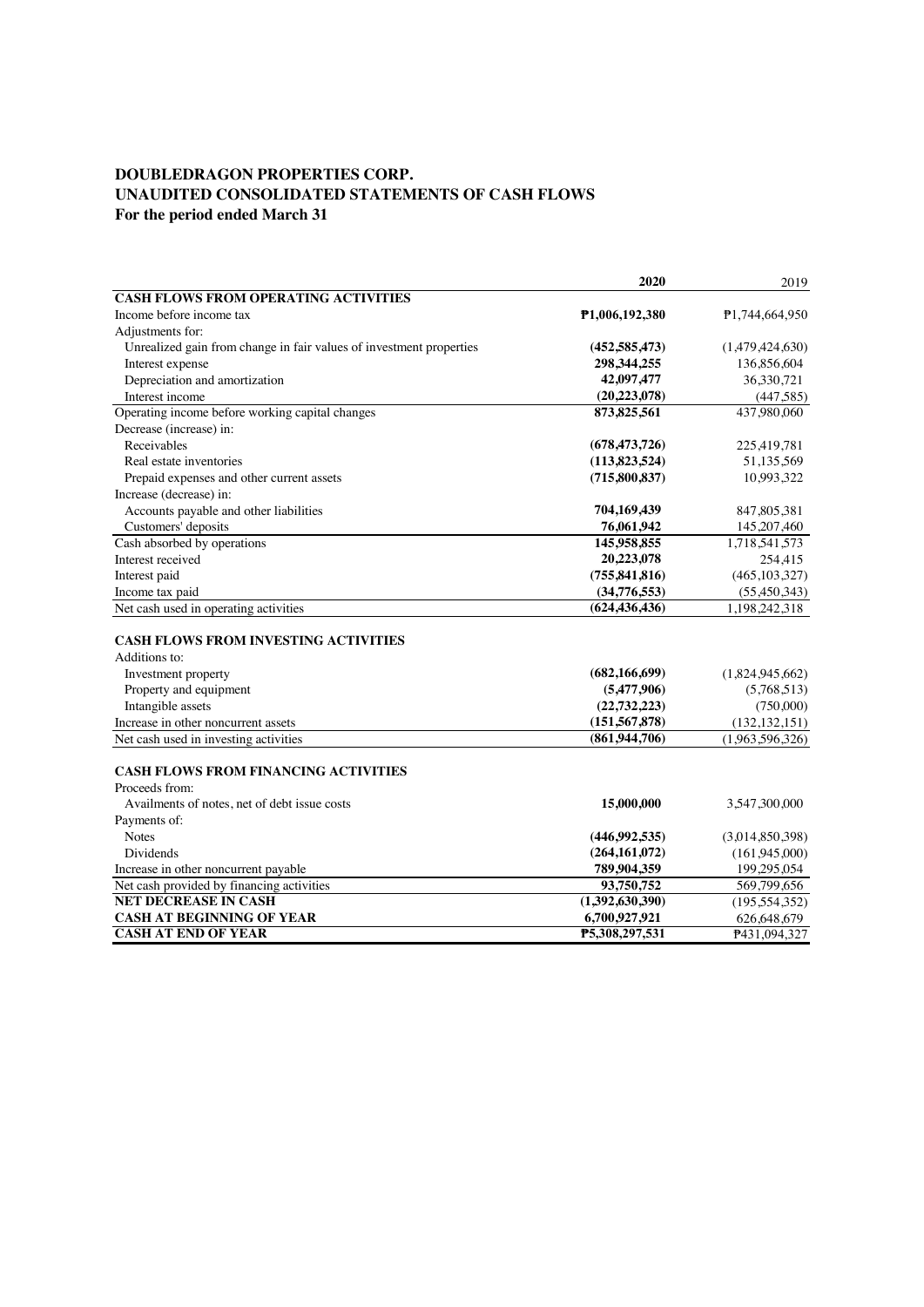**DOUBLEDRAGON PROPERTIES CORP.**
**UNAUDITED CONSOLIDATED STATEMENTS OF CASH FLOWS**
**For the period ended March 31**

| | **2020** | 2019 |
|---|---|---|
| **CASH FLOWS FROM OPERATING ACTIVITIES** | | |
| Income before income tax | **₱1,006,192,380** | ₱1,744,664,950 |
| Adjustments for: | | |
| Unrealized gain from change in fair values of investment properties | **(452,585,473)** | (1,479,424,630) |
| Interest expense | **298,344,255** | 136,856,604 |
| Depreciation and amortization | **42,097,477** | 36,330,721 |
| Interest income | **(20,223,078)** | (447,585) |
| Operating income before working capital changes | **873,825,561** | 437,980,060 |
| Decrease (increase) in: | | |
| Receivables | **(678,473,726)** | 225,419,781 |
| Real estate inventories | **(113,823,524)** | 51,135,569 |
| Prepaid expenses and other current assets | **(715,800,837)** | 10,993,322 |
| Increase (decrease) in: | | |
| Accounts payable and other liabilities | **704,169,439** | 847,805,381 |
| Customers' deposits | **76,061,942** | 145,207,460 |
| Cash absorbed by operations | **145,958,855** | 1,718,541,573 |
| Interest received | **20,223,078** | 254,415 |
| Interest paid | **(755,841,816)** | (465,103,327) |
| Income tax paid | **(34,776,553)** | (55,450,343) |
| Net cash used in operating activities | **(624,436,436)** | 1,198,242,318 |
| | | |
| **CASH FLOWS FROM INVESTING ACTIVITIES** | | |
| Additions to: | | |
| Investment property | **(682,166,699)** | (1,824,945,662) |
| Property and equipment | **(5,477,906)** | (5,768,513) |
| Intangible assets | **(22,732,223)** | (750,000) |
| Increase in other noncurrent assets | **(151,567,878)** | (132,132,151) |
| Net cash used in investing activities | **(861,944,706)** | (1,963,596,326) |
| | | |
| **CASH FLOWS FROM FINANCING ACTIVITIES** | | |
| Proceeds from: | | |
| Availments of notes, net of debt issue costs | **15,000,000** | 3,547,300,000 |
| Payments of: | | |
| Notes | **(446,992,535)** | (3,014,850,398) |
| Dividends | **(264,161,072)** | (161,945,000) |
| Increase in other noncurrent payable | **789,904,359** | 199,295,054 |
| Net cash provided by financing activities | **93,750,752** | 569,799,656 |
| **NET DECREASE IN CASH** | **(1,392,630,390)** | (195,554,352) |
| **CASH AT BEGINNING OF YEAR** | **6,700,927,921** | 626,648,679 |
| **CASH AT END OF YEAR** | **₱5,308,297,531** | ₱431,094,327 |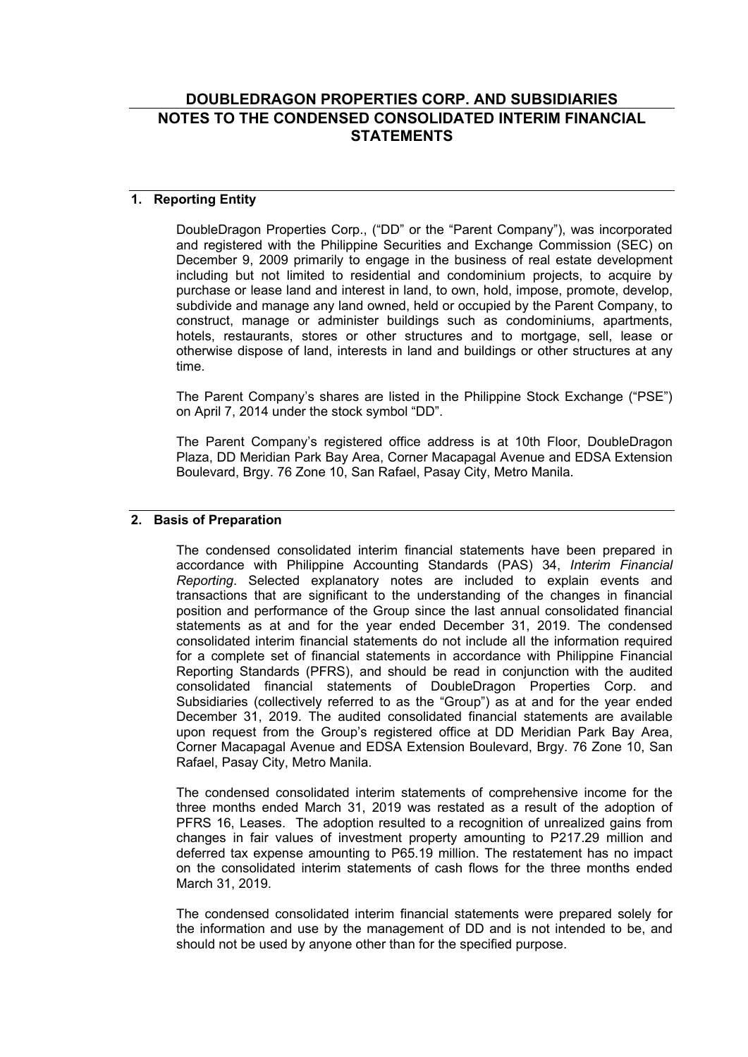# DOUBLEDRAGON PROPERTIES CORP. AND SUBSIDIARIES
# NOTES TO THE CONDENSED CONSOLIDATED INTERIM FINANCIAL STATEMENTS

## 1. Reporting Entity

DoubleDragon Properties Corp., ("DD" or the "Parent Company"), was incorporated and registered with the Philippine Securities and Exchange Commission (SEC) on December 9, 2009 primarily to engage in the business of real estate development including but not limited to residential and condominium projects, to acquire by purchase or lease land and interest in land, to own, hold, impose, promote, develop, subdivide and manage any land owned, held or occupied by the Parent Company, to construct, manage or administer buildings such as condominiums, apartments, hotels, restaurants, stores or other structures and to mortgage, sell, lease or otherwise dispose of land, interests in land and buildings or other structures at any time.

The Parent Company's shares are listed in the Philippine Stock Exchange ("PSE") on April 7, 2014 under the stock symbol "DD".

The Parent Company's registered office address is at 10th Floor, DoubleDragon Plaza, DD Meridian Park Bay Area, Corner Macapagal Avenue and EDSA Extension Boulevard, Brgy. 76 Zone 10, San Rafael, Pasay City, Metro Manila.

## 2. Basis of Preparation

The condensed consolidated interim financial statements have been prepared in accordance with Philippine Accounting Standards (PAS) 34, *Interim Financial Reporting*. Selected explanatory notes are included to explain events and transactions that are significant to the understanding of the changes in financial position and performance of the Group since the last annual consolidated financial statements as at and for the year ended December 31, 2019. The condensed consolidated interim financial statements do not include all the information required for a complete set of financial statements in accordance with Philippine Financial Reporting Standards (PFRS), and should be read in conjunction with the audited consolidated financial statements of DoubleDragon Properties Corp. and Subsidiaries (collectively referred to as the "Group") as at and for the year ended December 31, 2019. The audited consolidated financial statements are available upon request from the Group's registered office at DD Meridian Park Bay Area, Corner Macapagal Avenue and EDSA Extension Boulevard, Brgy. 76 Zone 10, San Rafael, Pasay City, Metro Manila.

The condensed consolidated interim statements of comprehensive income for the three months ended March 31, 2019 was restated as a result of the adoption of PFRS 16, Leases. The adoption resulted to a recognition of unrealized gains from changes in fair values of investment property amounting to P217.29 million and deferred tax expense amounting to P65.19 million. The restatement has no impact on the consolidated interim statements of cash flows for the three months ended March 31, 2019.

The condensed consolidated interim financial statements were prepared solely for the information and use by the management of DD and is not intended to be, and should not be used by anyone other than for the specified purpose.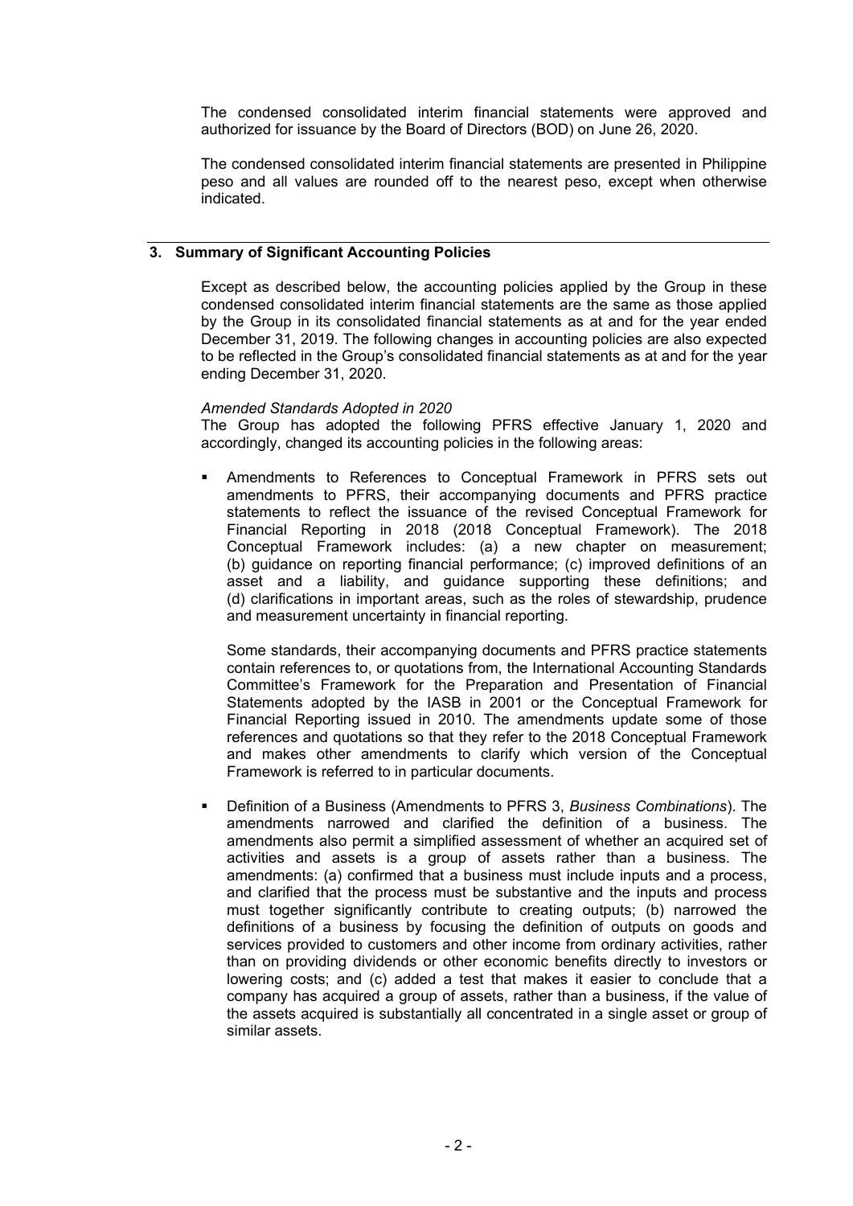The condensed consolidated interim financial statements were approved and authorized for issuance by the Board of Directors (BOD) on June 26, 2020.

The condensed consolidated interim financial statements are presented in Philippine peso and all values are rounded off to the nearest peso, except when otherwise indicated.

## 3. Summary of Significant Accounting Policies

Except as described below, the accounting policies applied by the Group in these condensed consolidated interim financial statements are the same as those applied by the Group in its consolidated financial statements as at and for the year ended December 31, 2019. The following changes in accounting policies are also expected to be reflected in the Group's consolidated financial statements as at and for the year ending December 31, 2020.

*Amended Standards Adopted in 2020*
The Group has adopted the following PFRS effective January 1, 2020 and accordingly, changed its accounting policies in the following areas:

- Amendments to References to Conceptual Framework in PFRS sets out amendments to PFRS, their accompanying documents and PFRS practice statements to reflect the issuance of the revised Conceptual Framework for Financial Reporting in 2018 (2018 Conceptual Framework). The 2018 Conceptual Framework includes: (a) a new chapter on measurement; (b) guidance on reporting financial performance; (c) improved definitions of an asset and a liability, and guidance supporting these definitions; and (d) clarifications in important areas, such as the roles of stewardship, prudence and measurement uncertainty in financial reporting.

  Some standards, their accompanying documents and PFRS practice statements contain references to, or quotations from, the International Accounting Standards Committee's Framework for the Preparation and Presentation of Financial Statements adopted by the IASB in 2001 or the Conceptual Framework for Financial Reporting issued in 2010. The amendments update some of those references and quotations so that they refer to the 2018 Conceptual Framework and makes other amendments to clarify which version of the Conceptual Framework is referred to in particular documents.

- Definition of a Business (Amendments to PFRS 3, *Business Combinations*). The amendments narrowed and clarified the definition of a business. The amendments also permit a simplified assessment of whether an acquired set of activities and assets is a group of assets rather than a business. The amendments: (a) confirmed that a business must include inputs and a process, and clarified that the process must be substantive and the inputs and process must together significantly contribute to creating outputs; (b) narrowed the definitions of a business by focusing the definition of outputs on goods and services provided to customers and other income from ordinary activities, rather than on providing dividends or other economic benefits directly to investors or lowering costs; and (c) added a test that makes it easier to conclude that a company has acquired a group of assets, rather than a business, if the value of the assets acquired is substantially all concentrated in a single asset or group of similar assets.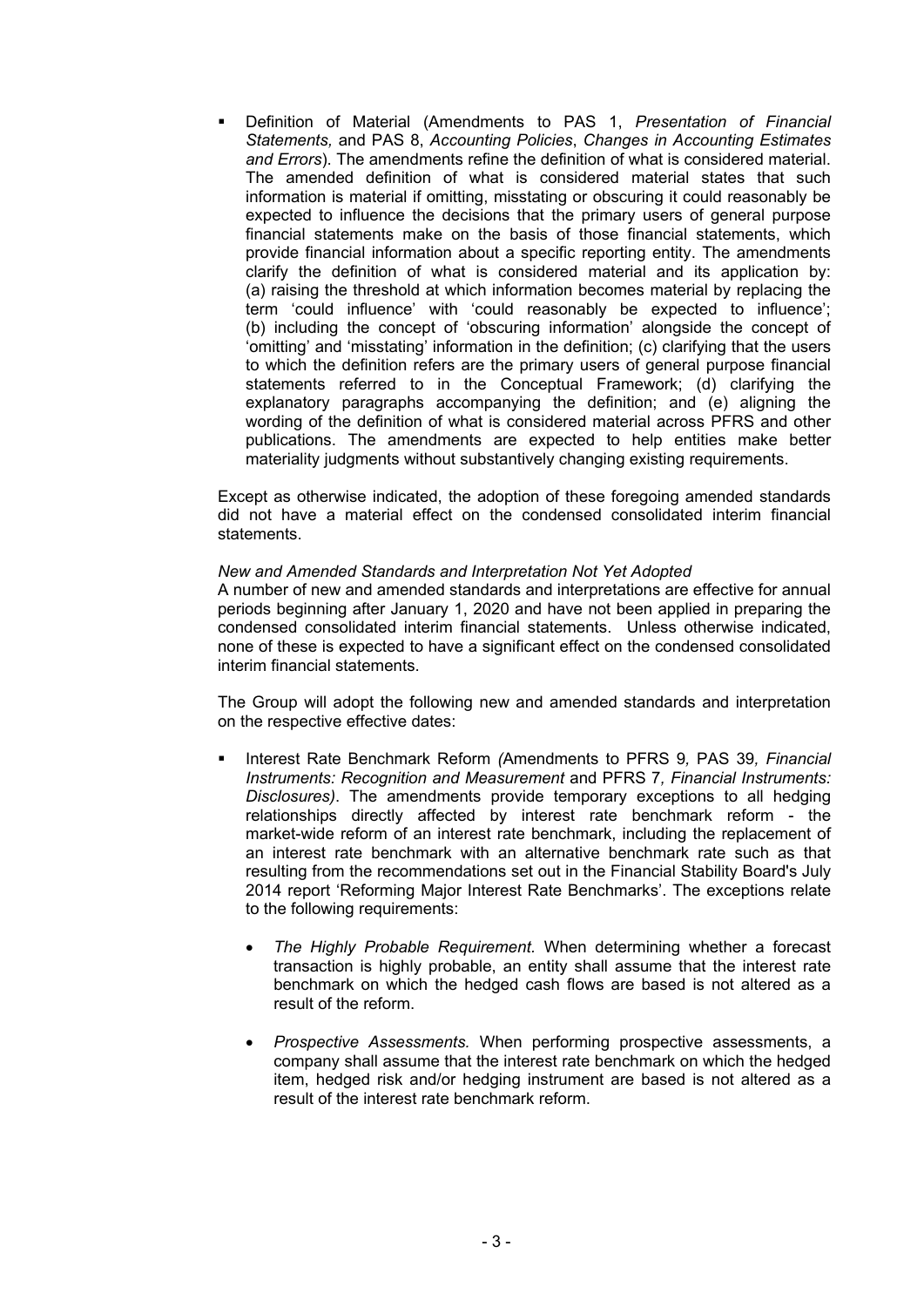- Definition of Material (Amendments to PAS 1, *Presentation of Financial Statements,* and PAS 8, *Accounting Policies*, *Changes in Accounting Estimates and Errors*). The amendments refine the definition of what is considered material. The amended definition of what is considered material states that such information is material if omitting, misstating or obscuring it could reasonably be expected to influence the decisions that the primary users of general purpose financial statements make on the basis of those financial statements, which provide financial information about a specific reporting entity. The amendments clarify the definition of what is considered material and its application by: (a) raising the threshold at which information becomes material by replacing the term 'could influence' with 'could reasonably be expected to influence'; (b) including the concept of 'obscuring information' alongside the concept of 'omitting' and 'misstating' information in the definition; (c) clarifying that the users to which the definition refers are the primary users of general purpose financial statements referred to in the Conceptual Framework; (d) clarifying the explanatory paragraphs accompanying the definition; and (e) aligning the wording of the definition of what is considered material across PFRS and other publications. The amendments are expected to help entities make better materiality judgments without substantively changing existing requirements.

Except as otherwise indicated, the adoption of these foregoing amended standards did not have a material effect on the condensed consolidated interim financial statements.

*New and Amended Standards and Interpretation Not Yet Adopted*

A number of new and amended standards and interpretations are effective for annual periods beginning after January 1, 2020 and have not been applied in preparing the condensed consolidated interim financial statements. Unless otherwise indicated, none of these is expected to have a significant effect on the condensed consolidated interim financial statements.

The Group will adopt the following new and amended standards and interpretation on the respective effective dates:

- Interest Rate Benchmark Reform *(*Amendments to PFRS 9*,* PAS 39*, Financial Instruments: Recognition and Measurement* and PFRS 7*, Financial Instruments: Disclosures)*. The amendments provide temporary exceptions to all hedging relationships directly affected by interest rate benchmark reform - the market-wide reform of an interest rate benchmark, including the replacement of an interest rate benchmark with an alternative benchmark rate such as that resulting from the recommendations set out in the Financial Stability Board's July 2014 report 'Reforming Major Interest Rate Benchmarks'. The exceptions relate to the following requirements:

  - *The Highly Probable Requirement.* When determining whether a forecast transaction is highly probable, an entity shall assume that the interest rate benchmark on which the hedged cash flows are based is not altered as a result of the reform.

  - *Prospective Assessments.* When performing prospective assessments, a company shall assume that the interest rate benchmark on which the hedged item, hedged risk and/or hedging instrument are based is not altered as a result of the interest rate benchmark reform.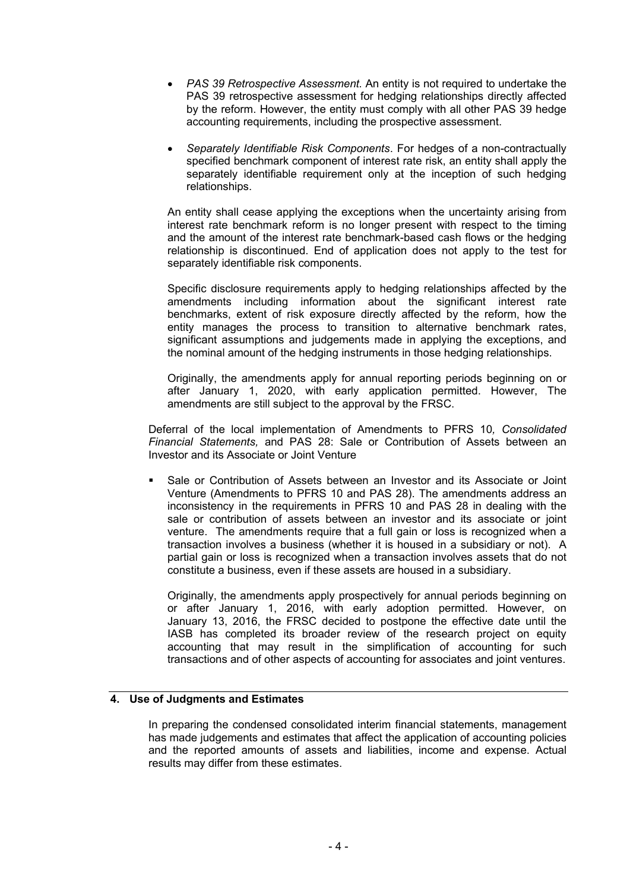- *PAS 39 Retrospective Assessment.* An entity is not required to undertake the PAS 39 retrospective assessment for hedging relationships directly affected by the reform. However, the entity must comply with all other PAS 39 hedge accounting requirements, including the prospective assessment.

- *Separately Identifiable Risk Components*. For hedges of a non-contractually specified benchmark component of interest rate risk, an entity shall apply the separately identifiable requirement only at the inception of such hedging relationships.

An entity shall cease applying the exceptions when the uncertainty arising from interest rate benchmark reform is no longer present with respect to the timing and the amount of the interest rate benchmark-based cash flows or the hedging relationship is discontinued. End of application does not apply to the test for separately identifiable risk components.

Specific disclosure requirements apply to hedging relationships affected by the amendments including information about the significant interest rate benchmarks, extent of risk exposure directly affected by the reform, how the entity manages the process to transition to alternative benchmark rates, significant assumptions and judgements made in applying the exceptions, and the nominal amount of the hedging instruments in those hedging relationships.

Originally, the amendments apply for annual reporting periods beginning on or after January 1, 2020, with early application permitted. However, The amendments are still subject to the approval by the FRSC.

Deferral of the local implementation of Amendments to PFRS 10*, Consolidated Financial Statements,* and PAS 28: Sale or Contribution of Assets between an Investor and its Associate or Joint Venture

- Sale or Contribution of Assets between an Investor and its Associate or Joint Venture (Amendments to PFRS 10 and PAS 28). The amendments address an inconsistency in the requirements in PFRS 10 and PAS 28 in dealing with the sale or contribution of assets between an investor and its associate or joint venture. The amendments require that a full gain or loss is recognized when a transaction involves a business (whether it is housed in a subsidiary or not). A partial gain or loss is recognized when a transaction involves assets that do not constitute a business, even if these assets are housed in a subsidiary.

  Originally, the amendments apply prospectively for annual periods beginning on or after January 1, 2016, with early adoption permitted. However, on January 13, 2016, the FRSC decided to postpone the effective date until the IASB has completed its broader review of the research project on equity accounting that may result in the simplification of accounting for such transactions and of other aspects of accounting for associates and joint ventures.

## 4. Use of Judgments and Estimates

In preparing the condensed consolidated interim financial statements, management has made judgements and estimates that affect the application of accounting policies and the reported amounts of assets and liabilities, income and expense. Actual results may differ from these estimates.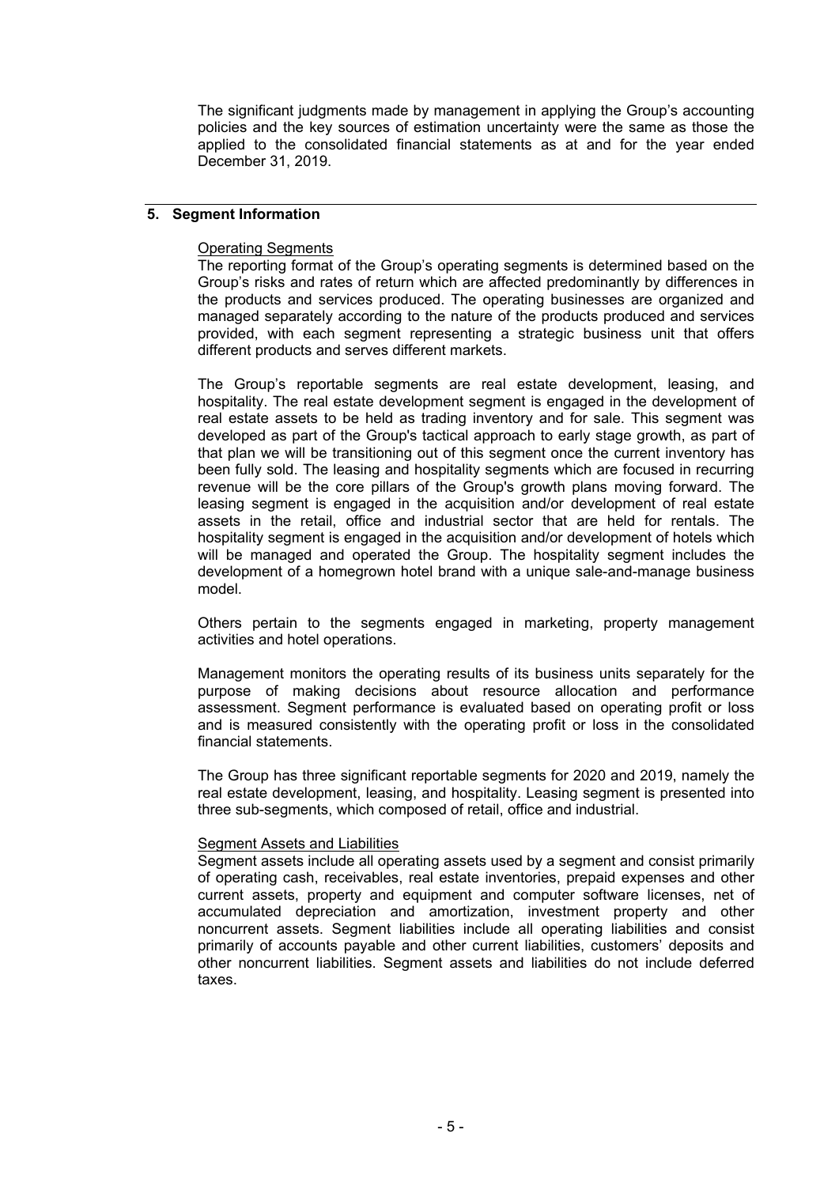The significant judgments made by management in applying the Group's accounting policies and the key sources of estimation uncertainty were the same as those the applied to the consolidated financial statements as at and for the year ended December 31, 2019.

## 5. Segment Information

Operating Segments

The reporting format of the Group's operating segments is determined based on the Group's risks and rates of return which are affected predominantly by differences in the products and services produced. The operating businesses are organized and managed separately according to the nature of the products produced and services provided, with each segment representing a strategic business unit that offers different products and serves different markets.

The Group's reportable segments are real estate development, leasing, and hospitality. The real estate development segment is engaged in the development of real estate assets to be held as trading inventory and for sale. This segment was developed as part of the Group's tactical approach to early stage growth, as part of that plan we will be transitioning out of this segment once the current inventory has been fully sold. The leasing and hospitality segments which are focused in recurring revenue will be the core pillars of the Group's growth plans moving forward. The leasing segment is engaged in the acquisition and/or development of real estate assets in the retail, office and industrial sector that are held for rentals. The hospitality segment is engaged in the acquisition and/or development of hotels which will be managed and operated the Group. The hospitality segment includes the development of a homegrown hotel brand with a unique sale-and-manage business model.

Others pertain to the segments engaged in marketing, property management activities and hotel operations.

Management monitors the operating results of its business units separately for the purpose of making decisions about resource allocation and performance assessment. Segment performance is evaluated based on operating profit or loss and is measured consistently with the operating profit or loss in the consolidated financial statements.

The Group has three significant reportable segments for 2020 and 2019, namely the real estate development, leasing, and hospitality. Leasing segment is presented into three sub-segments, which composed of retail, office and industrial.

Segment Assets and Liabilities

Segment assets include all operating assets used by a segment and consist primarily of operating cash, receivables, real estate inventories, prepaid expenses and other current assets, property and equipment and computer software licenses, net of accumulated depreciation and amortization, investment property and other noncurrent assets. Segment liabilities include all operating liabilities and consist primarily of accounts payable and other current liabilities, customers' deposits and other noncurrent liabilities. Segment assets and liabilities do not include deferred taxes.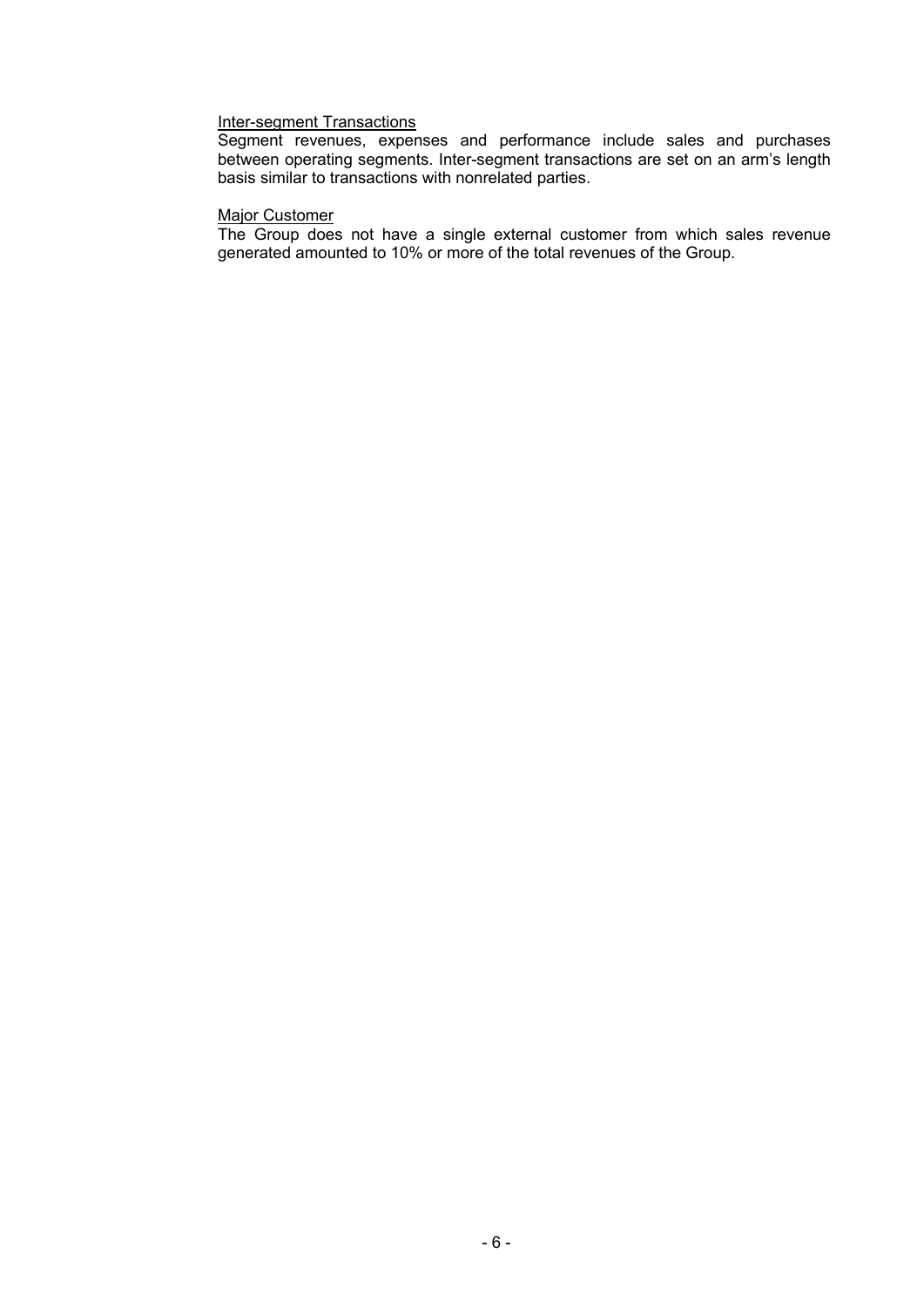Inter-segment Transactions

Segment revenues, expenses and performance include sales and purchases between operating segments. Inter-segment transactions are set on an arm's length basis similar to transactions with nonrelated parties.

Major Customer

The Group does not have a single external customer from which sales revenue generated amounted to 10% or more of the total revenues of the Group.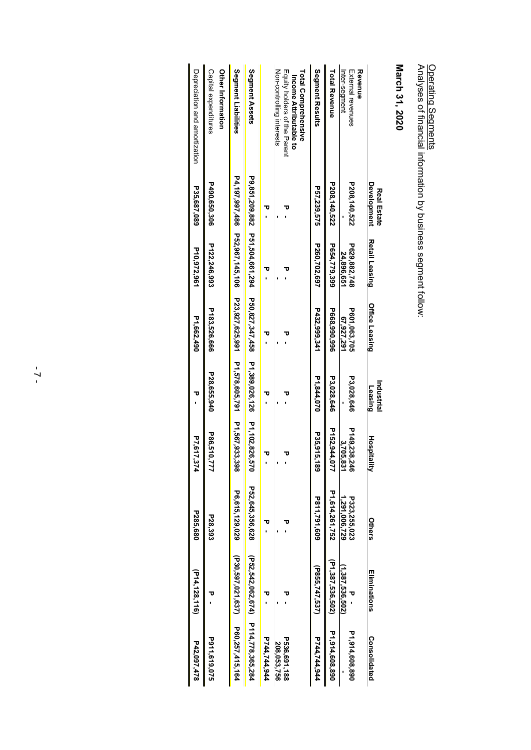Operating Segments

Analyses of financial information by business segment follow:

**March 31, 2020**

| | Real Estate Development | Retail Leasing | Office Leasing | Industrial Leasing | Hospitality | Others | Eliminations | Consolidated |
|---|---|---|---|---|---|---|---|---|
| **Revenue** | | | | | | | | |
| External revenues | P208,140,522 | P629,882,748 | P601,063,705 | P3,028,646 | P149,238,246 | P323,255,023 | P - | P1,914,608,890 |
| Inter-segment | - | 24,896,651 | 67,927,291 | - | 3,705,831 | 1,291,006,729 | (1,387,536,502) | - |
| **Total Revenue** | P208,140,522 | P654,779,399 | P668,990,996 | P3,028,646 | P152,944,077 | P1,614,261,752 | (P1,387,536,502) | P1,914,608,890 |
| **Segment Results** | P57,239,575 | P260,702,697 | P432,999,341 | P1,844,070 | P35,915,189 | P811,791,609 | (P855,747,537) | P744,744,944 |
| **Total Comprehensive Income Attributable to** | | | | | | | | |
| Equity holders of the Parent | P - | P - | P - | P - | P - | P - | P - | P536,691,188 |
| Non-controlling interests | - | - | - | - | - | - | - | 208,053,756 |
| | P - | P - | P - | P - | P - | P - | P - | P744,744,944 |
| **Segment Assets** | P9,851,209,882 | P51,504,661,294 | P50,827,347,458 | P1,389,026,126 | P1,102,826,570 | P52,645,356,628 | (P52,542,062,674) | P114,778,365,284 |
| **Segment Liabilities** | P4,197,997,486 | P52,967,145,106 | P23,927,625,991 | P1,578,605,791 | P1,567,933,398 | P6,615,129,029 | (P30,597,021,637) | P60,257,415,164 |
| **Other Information** | | | | | | | | |
| Capital expenditures | P490,650,306 | P122,246,993 | P183,526,666 | P28,655,940 | P86,510,777 | P28,393 | P - | P911,619,075 |
| Depreciation and amortization | P35,687,089 | P10,972,961 | P1,662,490 | P - | P7,617,374 | P285,680 | (P14,128,116) | P42,097,478 |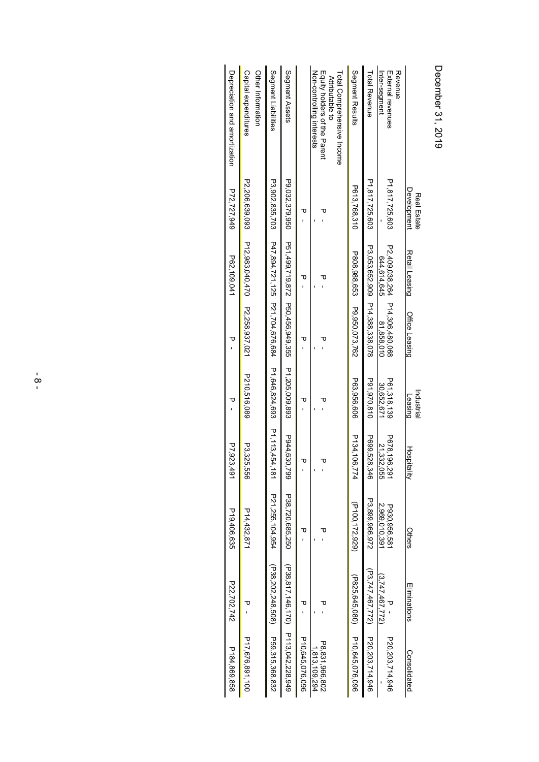December 31, 2019

| | Real Estate Development | Retail Leasing | Office Leasing | Industrial Leasing | Hospitality | Others | Eliminations | Consolidated |
|---|---|---|---|---|---|---|---|---|
| Revenue | | | | | | | | |
| External revenues | P1,817,725,603 | P2,409,038,264 | P14,306,480,068 | P61,318,139 | P678,196,291 | P930,956,581 | P - | P20,203,714,946 |
| Inter-segment | - | 644,614,645 | 81,858,010 | 30,652,671 | 21,332,055 | 2,969,010,391 | (3,747,467,772) | - |
| Total Revenue | P1,817,725,603 | P3,053,652,909 | P14,388,338,078 | P91,970,810 | P699,528,346 | P3,899,966,972 | (P3,747,467,772) | P20,203,714,946 |
| Segment Results | P613,768,310 | P808,988,653 | P9,950,073,762 | P63,956,606 | P134,106,774 | (P100,172,929) | (P825,645,080) | P10,645,076,096 |
| Total Comprehensive Income Attributable to | | | | | | | | |
| Equity holders of the Parent | P - | P - | P - | P - | P - | P - | P - | P8,831,966,802 |
| Non-controlling interests | - | - | - | - | - | - | - | 1,813,109,294 |
| | P - | P - | P - | P - | P - | P - | P - | P10,645,076,096 |
| Segment Assets | P9,032,379,950 | P51,499,719,872 | P50,456,949,355 | P1,205,009,893 | P944,630,799 | P38,720,685,250 | (P38,817,146,170) | P113,042,228,949 |
| Segment Liabilities | P3,902,835,703 | P47,894,721,125 | P21,704,676,684 | P1,646,824,693 | P1,113,454,181 | P21,255,104,954 | (P38,202,248,508) | P59,315,368,832 |
| Other Information | | | | | | | | |
| Capital expenditures | P2,206,639,093 | P12,983,040,470 | P2,258,937,021 | P210,516,089 | P3,325,556 | P14,432,871 | P - | P17,676,891,100 |
| Depreciation and amortization | P72,727,949 | P62,109,041 | P - | P - | P7,923,491 | P19,406,635 | P22,702,742 | P184,869,858 |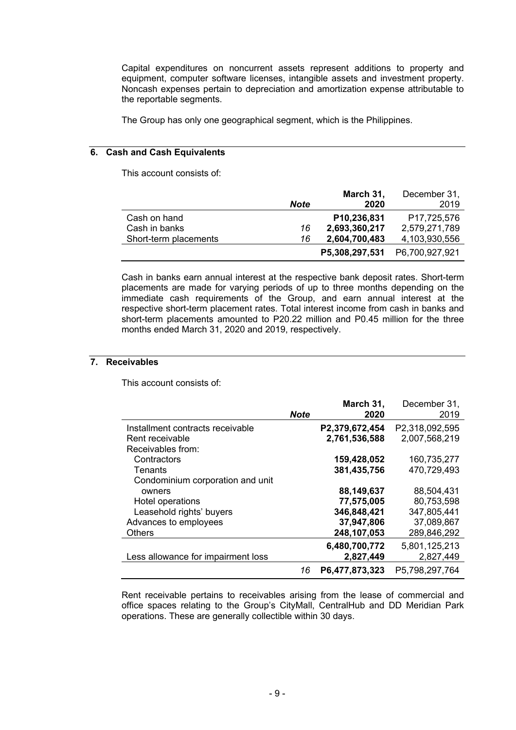Capital expenditures on noncurrent assets represent additions to property and equipment, computer software licenses, intangible assets and investment property. Noncash expenses pertain to depreciation and amortization expense attributable to the reportable segments.

The Group has only one geographical segment, which is the Philippines.

## 6. Cash and Cash Equivalents

This account consists of:

| | *Note* | **March 31, 2020** | December 31, 2019 |
|---|---|---|---|
| Cash on hand | | **P10,236,831** | P17,725,576 |
| Cash in banks | *16* | **2,693,360,217** | 2,579,271,789 |
| Short-term placements | *16* | **2,604,700,483** | 4,103,930,556 |
| | | **P5,308,297,531** | P6,700,927,921 |

Cash in banks earn annual interest at the respective bank deposit rates. Short-term placements are made for varying periods of up to three months depending on the immediate cash requirements of the Group, and earn annual interest at the respective short-term placement rates. Total interest income from cash in banks and short-term placements amounted to P20.22 million and P0.45 million for the three months ended March 31, 2020 and 2019, respectively.

## 7. Receivables

This account consists of:

| | *Note* | **March 31, 2020** | December 31, 2019 |
|---|---|---|---|
| Installment contracts receivable | | **P2,379,672,454** | P2,318,092,595 |
| Rent receivable | | **2,761,536,588** | 2,007,568,219 |
| Receivables from: | | | |
| Contractors | | **159,428,052** | 160,735,277 |
| Tenants | | **381,435,756** | 470,729,493 |
| Condominium corporation and unit owners | | **88,149,637** | 88,504,431 |
| Hotel operations | | **77,575,005** | 80,753,598 |
| Leasehold rights' buyers | | **346,848,421** | 347,805,441 |
| Advances to employees | | **37,947,806** | 37,089,867 |
| Others | | **248,107,053** | 289,846,292 |
| | | **6,480,700,772** | 5,801,125,213 |
| Less allowance for impairment loss | | **2,827,449** | 2,827,449 |
| | *16* | **P6,477,873,323** | P5,798,297,764 |

Rent receivable pertains to receivables arising from the lease of commercial and office spaces relating to the Group's CityMall, CentralHub and DD Meridian Park operations. These are generally collectible within 30 days.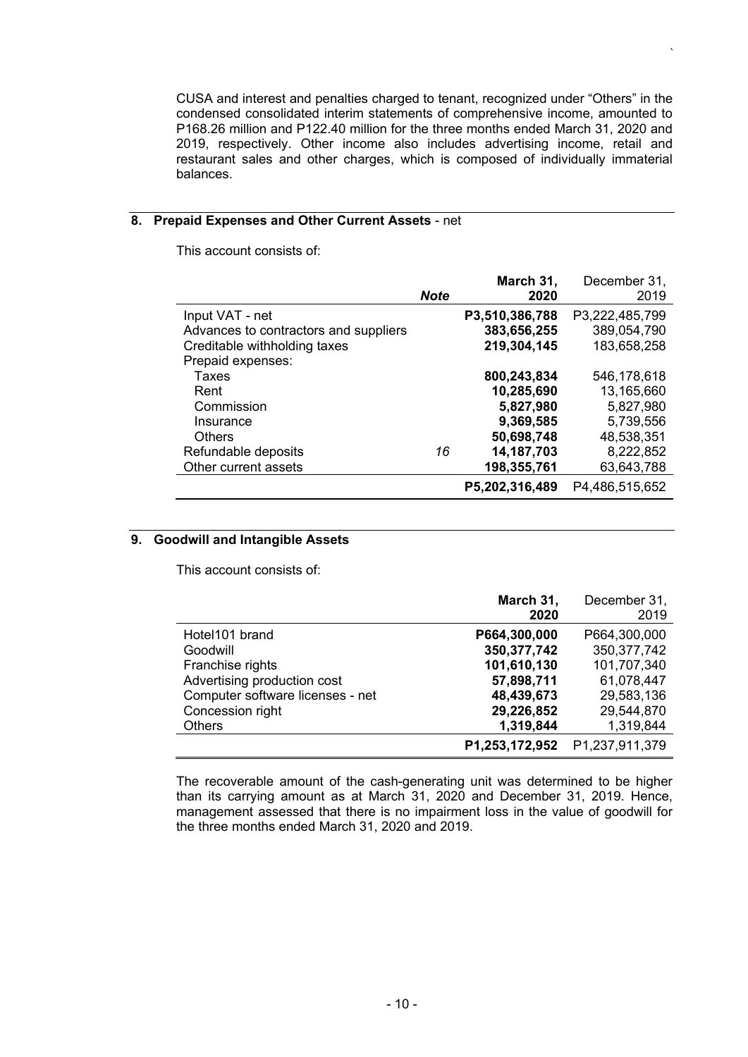CUSA and interest and penalties charged to tenant, recognized under "Others" in the condensed consolidated interim statements of comprehensive income, amounted to P168.26 million and P122.40 million for the three months ended March 31, 2020 and 2019, respectively. Other income also includes advertising income, retail and restaurant sales and other charges, which is composed of individually immaterial balances.

## 8. Prepaid Expenses and Other Current Assets - net

This account consists of:

| | *Note* | **March 31, 2020** | December 31, 2019 |
|---|---|---|---|
| Input VAT - net | | **P3,510,386,788** | P3,222,485,799 |
| Advances to contractors and suppliers | | **383,656,255** | 389,054,790 |
| Creditable withholding taxes | | **219,304,145** | 183,658,258 |
| Prepaid expenses: | | | |
| Taxes | | **800,243,834** | 546,178,618 |
| Rent | | **10,285,690** | 13,165,660 |
| Commission | | **5,827,980** | 5,827,980 |
| Insurance | | **9,369,585** | 5,739,556 |
| Others | | **50,698,748** | 48,538,351 |
| Refundable deposits | *16* | **14,187,703** | 8,222,852 |
| Other current assets | | **198,355,761** | 63,643,788 |
| | | **P5,202,316,489** | P4,486,515,652 |

## 9. Goodwill and Intangible Assets

This account consists of:

| | **March 31, 2020** | December 31, 2019 |
|---|---|---|
| Hotel101 brand | **P664,300,000** | P664,300,000 |
| Goodwill | **350,377,742** | 350,377,742 |
| Franchise rights | **101,610,130** | 101,707,340 |
| Advertising production cost | **57,898,711** | 61,078,447 |
| Computer software licenses - net | **48,439,673** | 29,583,136 |
| Concession right | **29,226,852** | 29,544,870 |
| Others | **1,319,844** | 1,319,844 |
| | **P1,253,172,952** | P1,237,911,379 |

The recoverable amount of the cash-generating unit was determined to be higher than its carrying amount as at March 31, 2020 and December 31, 2019. Hence, management assessed that there is no impairment loss in the value of goodwill for the three months ended March 31, 2020 and 2019.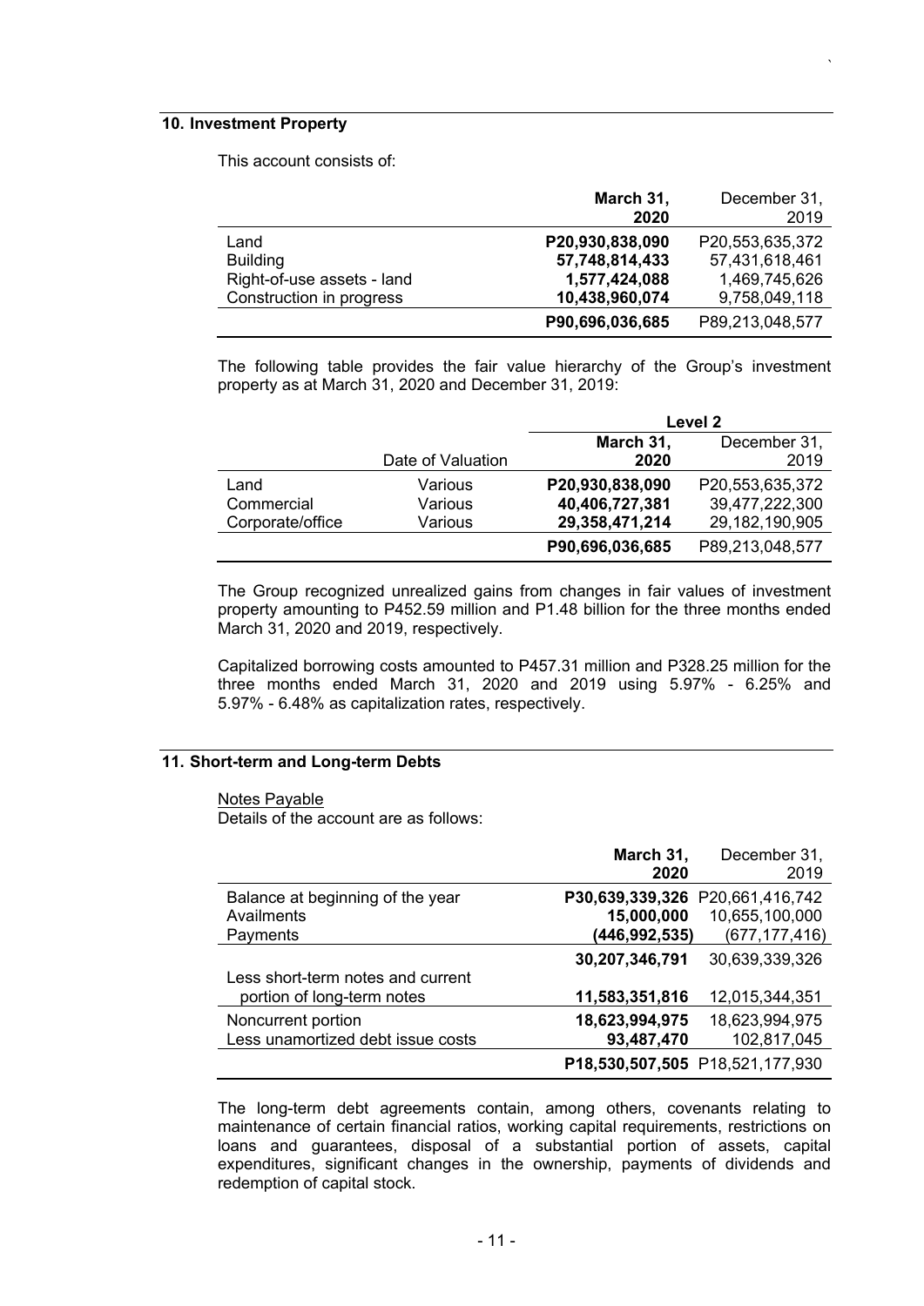## 10. Investment Property

This account consists of:

| | **March 31, 2020** | December 31, 2019 |
|---|---|---|
| Land | **P20,930,838,090** | P20,553,635,372 |
| Building | **57,748,814,433** | 57,431,618,461 |
| Right-of-use assets - land | **1,577,424,088** | 1,469,745,626 |
| Construction in progress | **10,438,960,074** | 9,758,049,118 |
| | **P90,696,036,685** | P89,213,048,577 |

The following table provides the fair value hierarchy of the Group's investment property as at March 31, 2020 and December 31, 2019:

| | | **Level 2** | |
|---|---|---|---|
| | Date of Valuation | **March 31, 2020** | December 31, 2019 |
| Land | Various | **P20,930,838,090** | P20,553,635,372 |
| Commercial | Various | **40,406,727,381** | 39,477,222,300 |
| Corporate/office | Various | **29,358,471,214** | 29,182,190,905 |
| | | **P90,696,036,685** | P89,213,048,577 |

The Group recognized unrealized gains from changes in fair values of investment property amounting to P452.59 million and P1.48 billion for the three months ended March 31, 2020 and 2019, respectively.

Capitalized borrowing costs amounted to P457.31 million and P328.25 million for the three months ended March 31, 2020 and 2019 using 5.97% - 6.25% and 5.97% - 6.48% as capitalization rates, respectively.

## 11. Short-term and Long-term Debts

Notes Payable

Details of the account are as follows:

| | **March 31, 2020** | December 31, 2019 |
|---|---|---|
| Balance at beginning of the year | **P30,639,339,326** | P20,661,416,742 |
| Availments | **15,000,000** | 10,655,100,000 |
| Payments | **(446,992,535)** | (677,177,416) |
| | **30,207,346,791** | 30,639,339,326 |
| Less short-term notes and current portion of long-term notes | **11,583,351,816** | 12,015,344,351 |
| Noncurrent portion | **18,623,994,975** | 18,623,994,975 |
| Less unamortized debt issue costs | **93,487,470** | 102,817,045 |
| | **P18,530,507,505** | P18,521,177,930 |

The long-term debt agreements contain, among others, covenants relating to maintenance of certain financial ratios, working capital requirements, restrictions on loans and guarantees, disposal of a substantial portion of assets, capital expenditures, significant changes in the ownership, payments of dividends and redemption of capital stock.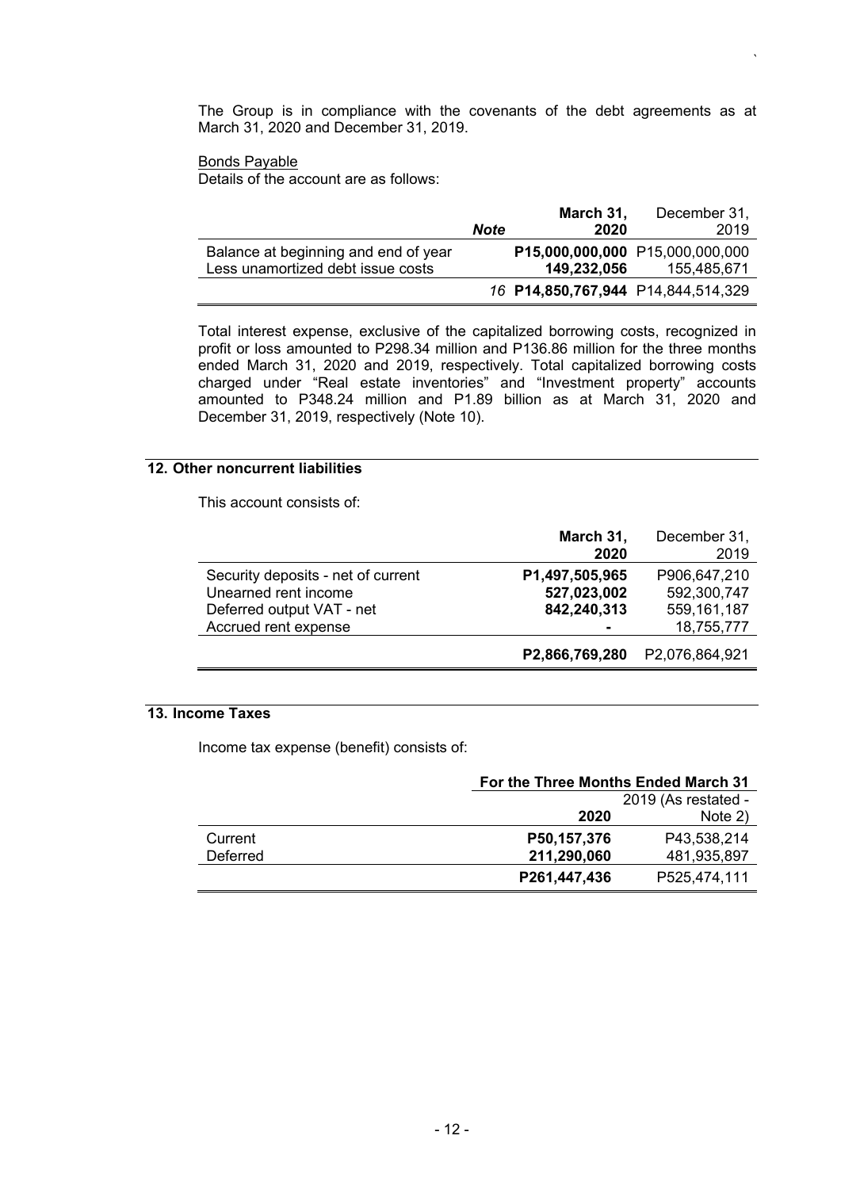The Group is in compliance with the covenants of the debt agreements as at March 31, 2020 and December 31, 2019.

Bonds Payable

Details of the account are as follows:

| | Note | March 31, 2020 | December 31, 2019 |
|---|---|---|---|
| Balance at beginning and end of year | | **P15,000,000,000** | P15,000,000,000 |
| Less unamortized debt issue costs | | **149,232,056** | 155,485,671 |
| | *16* | **P14,850,767,944** | P14,844,514,329 |

Total interest expense, exclusive of the capitalized borrowing costs, recognized in profit or loss amounted to P298.34 million and P136.86 million for the three months ended March 31, 2020 and 2019, respectively. Total capitalized borrowing costs charged under "Real estate inventories" and "Investment property" accounts amounted to P348.24 million and P1.89 billion as at March 31, 2020 and December 31, 2019, respectively (Note 10).

## 12. Other noncurrent liabilities

This account consists of:

| | March 31, 2020 | December 31, 2019 |
|---|---|---|
| Security deposits - net of current | **P1,497,505,965** | P906,647,210 |
| Unearned rent income | **527,023,002** | 592,300,747 |
| Deferred output VAT - net | **842,240,313** | 559,161,187 |
| Accrued rent expense | **-** | 18,755,777 |
| | **P2,866,769,280** | P2,076,864,921 |

## 13. Income Taxes

Income tax expense (benefit) consists of:

| | For the Three Months Ended March 31 | |
|---|---|---|
| | 2020 | 2019 (As restated - Note 2) |
| Current | **P50,157,376** | P43,538,214 |
| Deferred | **211,290,060** | 481,935,897 |
| | **P261,447,436** | P525,474,111 |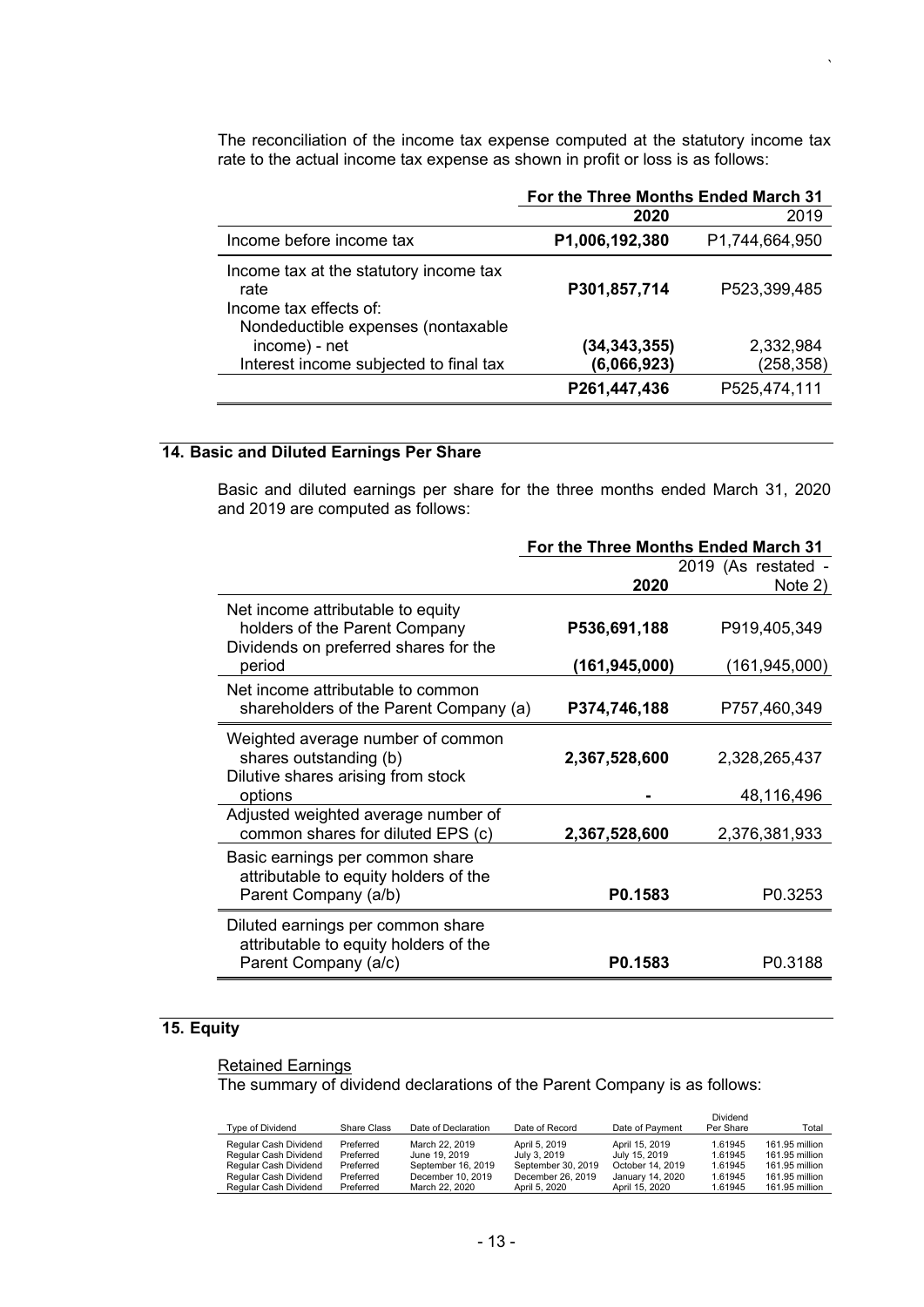The reconciliation of the income tax expense computed at the statutory income tax rate to the actual income tax expense as shown in profit or loss is as follows:

| | For the Three Months Ended March 31 | |
|---|---|---|
| | **2020** | 2019 |
| Income before income tax | **P1,006,192,380** | P1,744,664,950 |
| Income tax at the statutory income tax rate | **P301,857,714** | P523,399,485 |
| Income tax effects of: | | |
| Nondeductible expenses (nontaxable income) - net | **(34,343,355)** | 2,332,984 |
| Interest income subjected to final tax | **(6,066,923)** | (258,358) |
| | **P261,447,436** | P525,474,111 |

## 14. Basic and Diluted Earnings Per Share

Basic and diluted earnings per share for the three months ended March 31, 2020 and 2019 are computed as follows:

| | For the Three Months Ended March 31 | |
|---|---|---|
| | **2020** | 2019 (As restated - Note 2) |
| Net income attributable to equity holders of the Parent Company | **P536,691,188** | P919,405,349 |
| Dividends on preferred shares for the period | **(161,945,000)** | (161,945,000) |
| Net income attributable to common shareholders of the Parent Company (a) | **P374,746,188** | P757,460,349 |
| Weighted average number of common shares outstanding (b) | **2,367,528,600** | 2,328,265,437 |
| Dilutive shares arising from stock options | **-** | 48,116,496 |
| Adjusted weighted average number of common shares for diluted EPS (c) | **2,367,528,600** | 2,376,381,933 |
| Basic earnings per common share attributable to equity holders of the Parent Company (a/b) | **P0.1583** | P0.3253 |
| Diluted earnings per common share attributable to equity holders of the Parent Company (a/c) | **P0.1583** | P0.3188 |

## 15. Equity

Retained Earnings

The summary of dividend declarations of the Parent Company is as follows:

| Type of Dividend | Share Class | Date of Declaration | Date of Record | Date of Payment | Dividend Per Share | Total |
|---|---|---|---|---|---|---|
| Regular Cash Dividend | Preferred | March 22, 2019 | April 5, 2019 | April 15, 2019 | 1.61945 | 161.95 million |
| Regular Cash Dividend | Preferred | June 19, 2019 | July 3, 2019 | July 15, 2019 | 1.61945 | 161.95 million |
| Regular Cash Dividend | Preferred | September 16, 2019 | September 30, 2019 | October 14, 2019 | 1.61945 | 161.95 million |
| Regular Cash Dividend | Preferred | December 10, 2019 | December 26, 2019 | January 14, 2020 | 1.61945 | 161.95 million |
| Regular Cash Dividend | Preferred | March 22, 2020 | April 5, 2020 | April 15, 2020 | 1.61945 | 161.95 million |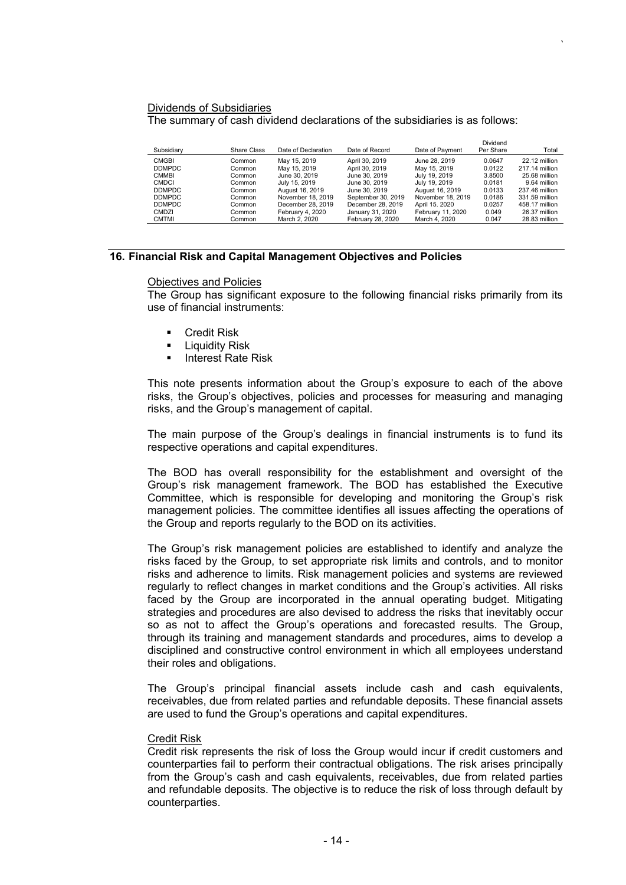Dividends of Subsidiaries

The summary of cash dividend declarations of the subsidiaries is as follows:

| Subsidiary | Share Class | Date of Declaration | Date of Record | Date of Payment | Dividend Per Share | Total |
|---|---|---|---|---|---|---|
| CMGBI | Common | May 15, 2019 | April 30, 2019 | June 28, 2019 | 0.0647 | 22.12 million |
| DDMPDC | Common | May 15, 2019 | April 30, 2019 | May 15, 2019 | 0.0122 | 217.14 million |
| CMMBI | Common | June 30, 2019 | June 30, 2019 | July 19, 2019 | 3.8500 | 25.68 million |
| CMDCI | Common | July 15, 2019 | June 30, 2019 | July 19, 2019 | 0.0181 | 9.64 million |
| DDMPDC | Common | August 16, 2019 | June 30, 2019 | August 16, 2019 | 0.0133 | 237.46 million |
| DDMPDC | Common | November 18, 2019 | September 30, 2019 | November 18, 2019 | 0.0186 | 331.59 million |
| DDMPDC | Common | December 28, 2019 | December 28, 2019 | April 15. 2020 | 0.0257 | 458.17 million |
| CMDZI | Common | February 4, 2020 | January 31, 2020 | February 11, 2020 | 0.049 | 26.37 million |
| CMTMI | Common | March 2, 2020 | February 28, 2020 | March 4, 2020 | 0.047 | 28.83 million |

## 16. Financial Risk and Capital Management Objectives and Policies

Objectives and Policies

The Group has significant exposure to the following financial risks primarily from its use of financial instruments:

- Credit Risk
- Liquidity Risk
- Interest Rate Risk

This note presents information about the Group's exposure to each of the above risks, the Group's objectives, policies and processes for measuring and managing risks, and the Group's management of capital.

The main purpose of the Group's dealings in financial instruments is to fund its respective operations and capital expenditures.

The BOD has overall responsibility for the establishment and oversight of the Group's risk management framework. The BOD has established the Executive Committee, which is responsible for developing and monitoring the Group's risk management policies. The committee identifies all issues affecting the operations of the Group and reports regularly to the BOD on its activities.

The Group's risk management policies are established to identify and analyze the risks faced by the Group, to set appropriate risk limits and controls, and to monitor risks and adherence to limits. Risk management policies and systems are reviewed regularly to reflect changes in market conditions and the Group's activities. All risks faced by the Group are incorporated in the annual operating budget. Mitigating strategies and procedures are also devised to address the risks that inevitably occur so as not to affect the Group's operations and forecasted results. The Group, through its training and management standards and procedures, aims to develop a disciplined and constructive control environment in which all employees understand their roles and obligations.

The Group's principal financial assets include cash and cash equivalents, receivables, due from related parties and refundable deposits. These financial assets are used to fund the Group's operations and capital expenditures.

Credit Risk

Credit risk represents the risk of loss the Group would incur if credit customers and counterparties fail to perform their contractual obligations. The risk arises principally from the Group's cash and cash equivalents, receivables, due from related parties and refundable deposits. The objective is to reduce the risk of loss through default by counterparties.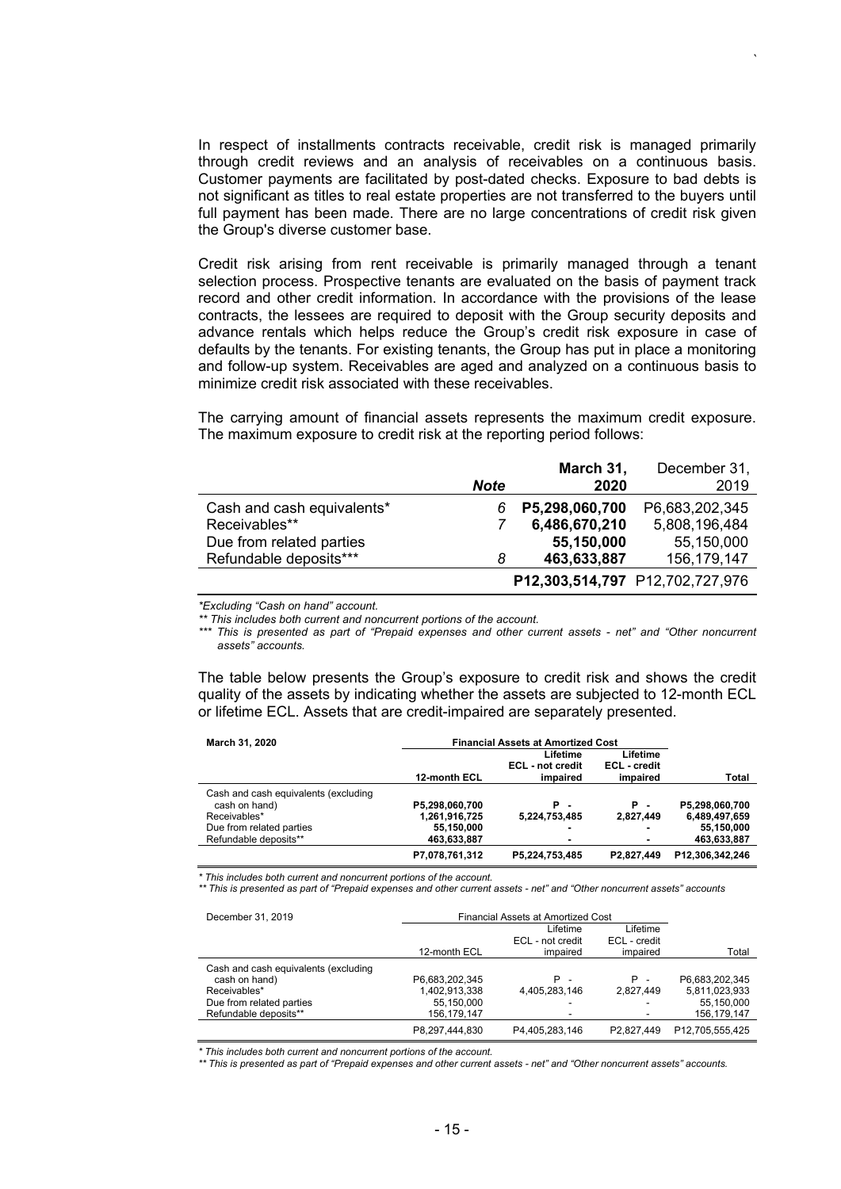In respect of installments contracts receivable, credit risk is managed primarily through credit reviews and an analysis of receivables on a continuous basis. Customer payments are facilitated by post-dated checks. Exposure to bad debts is not significant as titles to real estate properties are not transferred to the buyers until full payment has been made. There are no large concentrations of credit risk given the Group's diverse customer base.

Credit risk arising from rent receivable is primarily managed through a tenant selection process. Prospective tenants are evaluated on the basis of payment track record and other credit information. In accordance with the provisions of the lease contracts, the lessees are required to deposit with the Group security deposits and advance rentals which helps reduce the Group's credit risk exposure in case of defaults by the tenants. For existing tenants, the Group has put in place a monitoring and follow-up system. Receivables are aged and analyzed on a continuous basis to minimize credit risk associated with these receivables.

The carrying amount of financial assets represents the maximum credit exposure. The maximum exposure to credit risk at the reporting period follows:

| | *Note* | **March 31, 2020** | December 31, 2019 |
|---|---|---|---|
| Cash and cash equivalents* | 6 | **P5,298,060,700** | P6,683,202,345 |
| Receivables** | 7 | **6,486,670,210** | 5,808,196,484 |
| Due from related parties | | **55,150,000** | 55,150,000 |
| Refundable deposits*** | 8 | **463,633,887** | 156,179,147 |
| | | **P12,303,514,797** | P12,702,727,976 |

*\*Excluding "Cash on hand" account.*

*\*\* This includes both current and noncurrent portions of the account.*

*\*\*\* This is presented as part of "Prepaid expenses and other current assets - net" and "Other noncurrent assets" accounts.*

The table below presents the Group's exposure to credit risk and shows the credit quality of the assets by indicating whether the assets are subjected to 12-month ECL or lifetime ECL. Assets that are credit-impaired are separately presented.

| **March 31, 2020** | **Financial Assets at Amortized Cost** | | | |
|---|---|---|---|---|
| | **12-month ECL** | **Lifetime ECL - not credit impaired** | **Lifetime ECL - credit impaired** | **Total** |
| Cash and cash equivalents (excluding cash on hand) | **P5,298,060,700** | **P -** | **P -** | **P5,298,060,700** |
| Receivables* | **1,261,916,725** | **5,224,753,485** | **2,827,449** | **6,489,497,659** |
| Due from related parties | **55,150,000** | **-** | **-** | **55,150,000** |
| Refundable deposits** | **463,633,887** | **-** | **-** | **463,633,887** |
| | **P7,078,761,312** | **P5,224,753,485** | **P2,827,449** | **P12,306,342,246** |

*\* This includes both current and noncurrent portions of the account.*

*\*\* This is presented as part of "Prepaid expenses and other current assets - net" and "Other noncurrent assets" accounts*

| December 31, 2019 | Financial Assets at Amortized Cost | | | |
|---|---|---|---|---|
| | 12-month ECL | Lifetime ECL - not credit impaired | Lifetime ECL - credit impaired | Total |
| Cash and cash equivalents (excluding cash on hand) | P6,683,202,345 | P - | P - | P6,683,202,345 |
| Receivables* | 1,402,913,338 | 4,405,283,146 | 2,827,449 | 5,811,023,933 |
| Due from related parties | 55,150,000 | - | - | 55,150,000 |
| Refundable deposits** | 156,179,147 | - | - | 156,179,147 |
| | P8,297,444,830 | P4,405,283,146 | P2,827,449 | P12,705,555,425 |

*\* This includes both current and noncurrent portions of the account.*

*\*\* This is presented as part of "Prepaid expenses and other current assets - net" and "Other noncurrent assets" accounts.*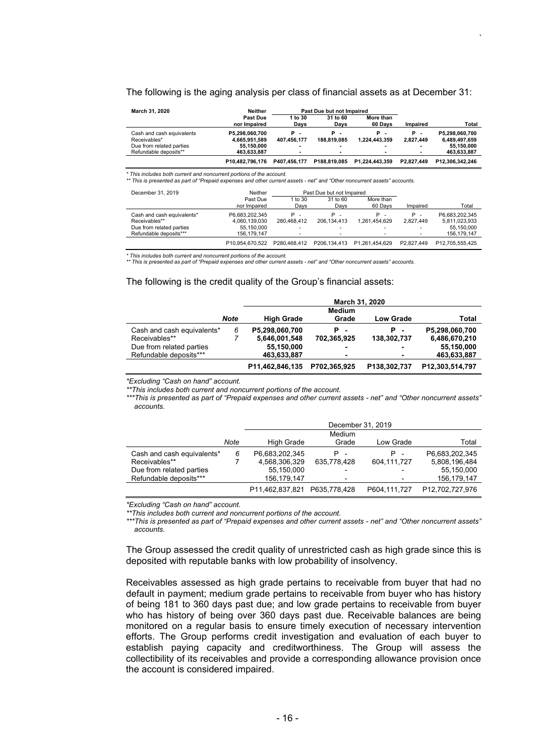The following is the aging analysis per class of financial assets as at December 31:

| **March 31, 2020** | **Neither Past Due nor Impaired** | **Past Due but not Impaired** | | | | |
|---|---|---|---|---|---|---|
| | | **1 to 30 Days** | **31 to 60 Days** | **More than 60 Days** | **Impaired** | **Total** |
| Cash and cash equivalents | **P5,298,060,700** | **P -** | **P -** | **P -** | **P -** | **P5,298,060,700** |
| Receivables* | **4,665,951,589** | **407,456,177** | **188,819,085** | **1,224,443,359** | **2,827,449** | **6,489,497,659** |
| Due from related parties | **55,150,000** | **-** | **-** | **-** | **-** | **55,150,000** |
| Refundable deposits** | **463,633,887** | **-** | **-** | **-** | **-** | **463,633,887** |
| | **P10,482,796,176** | **P407,456,177** | **P188,819,085** | **P1,224,443,359** | **P2,827,449** | **P12,306,342,246** |

*\* This includes both current and noncurrent portions of the account.*
*\*\* This is presented as part of "Prepaid expenses and other current assets - net" and "Other noncurrent assets" accounts.*

| December 31, 2019 | Neither Past Due nor Impaired | Past Due but not Impaired | | | | |
|---|---|---|---|---|---|---|
| | | 1 to 30 Days | 31 to 60 Days | More than 60 Days | Impaired | Total |
| Cash and cash equivalents* | P6,683,202,345 | P - | P - | P - | P - | P6,683,202,345 |
| Receivables** | 4,060,139,030 | 280,468,412 | 206,134,413 | 1,261,454,629 | 2,827,449 | 5,811,023,933 |
| Due from related parties | 55,150,000 | - | - | - | - | 55,150,000 |
| Refundable deposits*** | 156,179,147 | - | - | - | - | 156,179,147 |
| | P10,954,670,522 | P280,468,412 | P206,134,413 | P1,261,454,629 | P2,827,449 | P12,705,555,425 |

*\* This includes both current and noncurrent portions of the account.*
*\*\* This is presented as part of "Prepaid expenses and other current assets - net" and "Other noncurrent assets" accounts.*

The following is the credit quality of the Group's financial assets:

| | | **March 31, 2020** | | | |
|---|---|---|---|---|---|
| | ***Note*** | **High Grade** | **Medium Grade** | **Low Grade** | **Total** |
| Cash and cash equivalents* | *6* | **P5,298,060,700** | **P -** | **P -** | **P5,298,060,700** |
| Receivables** | *7* | **5,646,001,548** | **702,365,925** | **138,302,737** | **6,486,670,210** |
| Due from related parties | | **55,150,000** | **-** | **-** | **55,150,000** |
| Refundable deposits*** | | **463,633,887** | **-** | **-** | **463,633,887** |
| | | **P11,462,846,135** | **P702,365,925** | **P138,302,737** | **P12,303,514,797** |

*\*Excluding "Cash on hand" account.*
*\*\*This includes both current and noncurrent portions of the account.*
*\*\*\*This is presented as part of "Prepaid expenses and other current assets - net" and "Other noncurrent assets" accounts.*

| | | December 31, 2019 | | | |
|---|---|---|---|---|---|
| | *Note* | High Grade | Medium Grade | Low Grade | Total |
| Cash and cash equivalents* | *6* | P6,683,202,345 | P - | P - | P6,683,202,345 |
| Receivables** | 7 | 4,568,306,329 | 635,778,428 | 604,111,727 | 5,808,196,484 |
| Due from related parties | | 55,150,000 | - | - | 55,150,000 |
| Refundable deposits*** | | 156,179,147 | - | - | 156,179,147 |
| | | P11,462,837,821 | P635,778,428 | P604,111,727 | P12,702,727,976 |

*\*Excluding "Cash on hand" account.*
*\*\*This includes both current and noncurrent portions of the account.*
*\*\*\*This is presented as part of "Prepaid expenses and other current assets - net" and "Other noncurrent assets" accounts.*

The Group assessed the credit quality of unrestricted cash as high grade since this is deposited with reputable banks with low probability of insolvency.

Receivables assessed as high grade pertains to receivable from buyer that had no default in payment; medium grade pertains to receivable from buyer who has history of being 181 to 360 days past due; and low grade pertains to receivable from buyer who has history of being over 360 days past due. Receivable balances are being monitored on a regular basis to ensure timely execution of necessary intervention efforts. The Group performs credit investigation and evaluation of each buyer to establish paying capacity and creditworthiness. The Group will assess the collectibility of its receivables and provide a corresponding allowance provision once the account is considered impaired.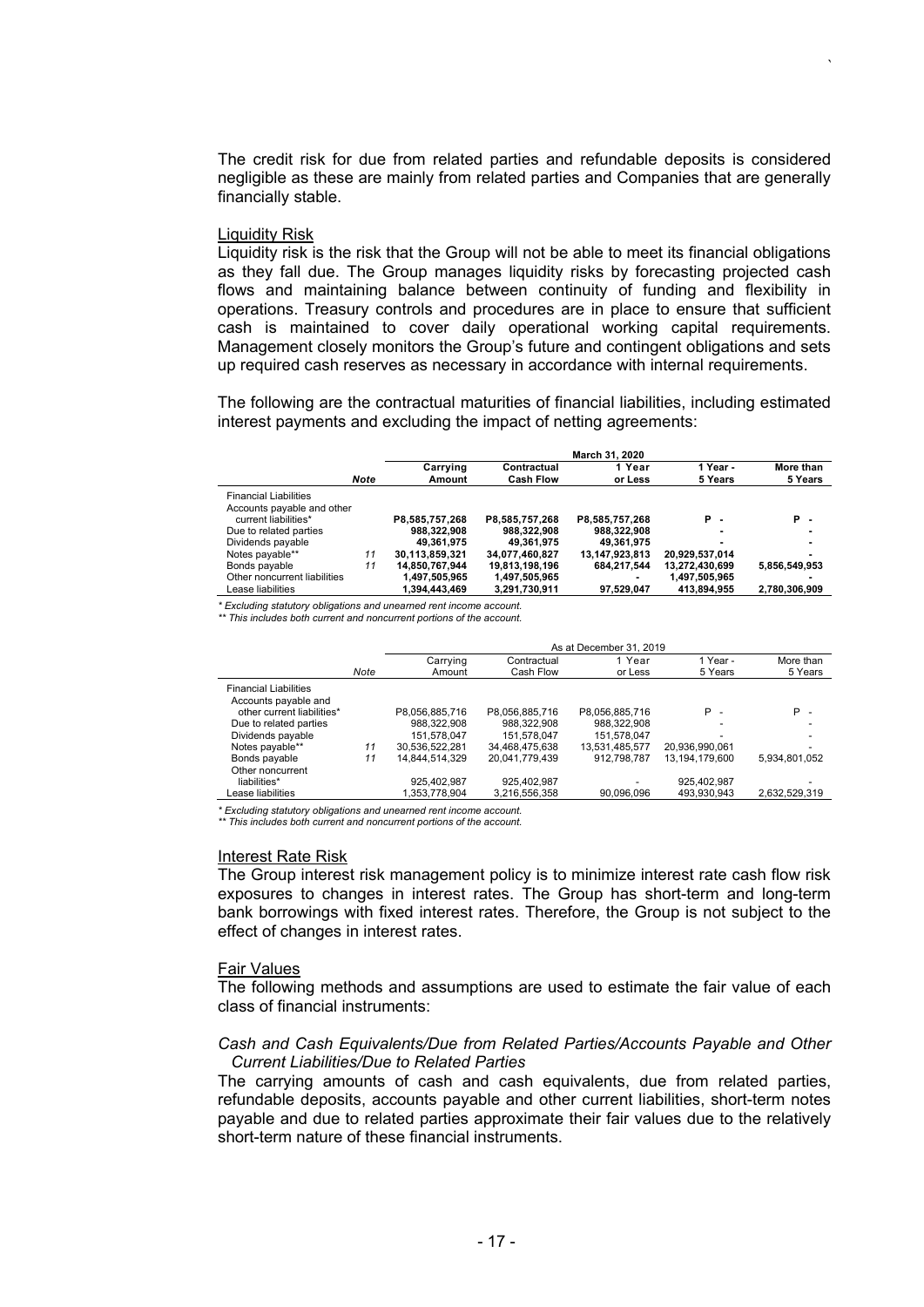The credit risk for due from related parties and refundable deposits is considered negligible as these are mainly from related parties and Companies that are generally financially stable.

Liquidity Risk

Liquidity risk is the risk that the Group will not be able to meet its financial obligations as they fall due. The Group manages liquidity risks by forecasting projected cash flows and maintaining balance between continuity of funding and flexibility in operations. Treasury controls and procedures are in place to ensure that sufficient cash is maintained to cover daily operational working capital requirements. Management closely monitors the Group's future and contingent obligations and sets up required cash reserves as necessary in accordance with internal requirements.

The following are the contractual maturities of financial liabilities, including estimated interest payments and excluding the impact of netting agreements:

| | | **March 31, 2020** | | | | |
|---|---|---|---|---|---|---|
| | **Note** | **Carrying Amount** | **Contractual Cash Flow** | **1 Year or Less** | **1 Year - 5 Years** | **More than 5 Years** |
| Financial Liabilities | | | | | | |
| Accounts payable and other current liabilities* | | **P8,585,757,268** | **P8,585,757,268** | **P8,585,757,268** | **P -** | **P -** |
| Due to related parties | | **988,322,908** | **988,322,908** | **988,322,908** | **-** | **-** |
| Dividends payable | | **49,361,975** | **49,361,975** | **49,361,975** | **-** | **-** |
| Notes payable** | 11 | **30,113,859,321** | **34,077,460,827** | **13,147,923,813** | **20,929,537,014** | **-** |
| Bonds payable | 11 | **14,850,767,944** | **19,813,198,196** | **684,217,544** | **13,272,430,699** | **5,856,549,953** |
| Other noncurrent liabilities | | **1,497,505,965** | **1,497,505,965** | **-** | **1,497,505,965** | **-** |
| Lease liabilities | | **1,394,443,469** | **3,291,730,911** | **97,529,047** | **413,894,955** | **2,780,306,909** |

*\* Excluding statutory obligations and unearned rent income account.*

*\*\* This includes both current and noncurrent portions of the account.*

| | | As at December 31, 2019 | | | | |
|---|---|---|---|---|---|---|
| | Note | Carrying Amount | Contractual Cash Flow | 1 Year or Less | 1 Year - 5 Years | More than 5 Years |
| Financial Liabilities | | | | | | |
| Accounts payable and other current liabilities* | | P8,056,885,716 | P8,056,885,716 | P8,056,885,716 | P - | P - |
| Due to related parties | | 988,322,908 | 988,322,908 | 988,322,908 | - | - |
| Dividends payable | | 151,578,047 | 151,578,047 | 151,578,047 | - | - |
| Notes payable** | 11 | 30,536,522,281 | 34,468,475,638 | 13,531,485,577 | 20,936,990,061 | - |
| Bonds payable | 11 | 14,844,514,329 | 20,041,779,439 | 912,798,787 | 13,194,179,600 | 5,934,801,052 |
| Other noncurrent liabilities* | | 925,402,987 | 925,402,987 | - | 925,402,987 | - |
| Lease liabilities | | 1,353,778,904 | 3,216,556,358 | 90,096,096 | 493,930,943 | 2,632,529,319 |

*\* Excluding statutory obligations and unearned rent income account.*

*\*\* This includes both current and noncurrent portions of the account.*

Interest Rate Risk

The Group interest risk management policy is to minimize interest rate cash flow risk exposures to changes in interest rates. The Group has short-term and long-term bank borrowings with fixed interest rates. Therefore, the Group is not subject to the effect of changes in interest rates.

Fair Values

The following methods and assumptions are used to estimate the fair value of each class of financial instruments:

*Cash and Cash Equivalents/Due from Related Parties/Accounts Payable and Other Current Liabilities/Due to Related Parties*

The carrying amounts of cash and cash equivalents, due from related parties, refundable deposits, accounts payable and other current liabilities, short-term notes payable and due to related parties approximate their fair values due to the relatively short-term nature of these financial instruments.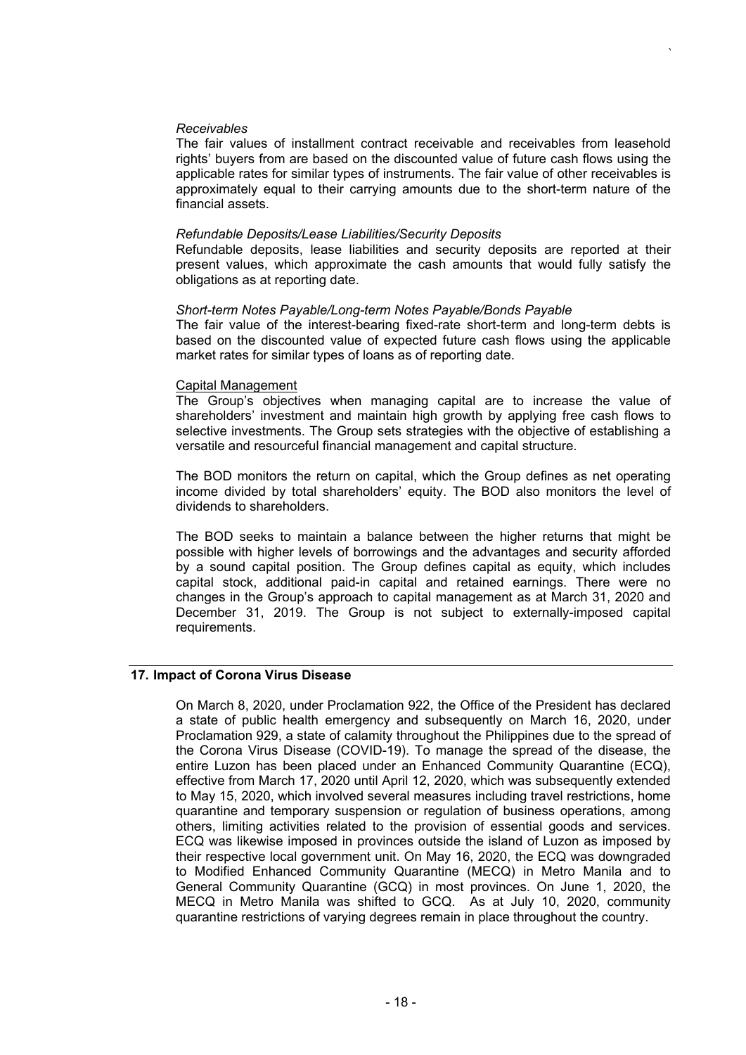*Receivables*

The fair values of installment contract receivable and receivables from leasehold rights' buyers from are based on the discounted value of future cash flows using the applicable rates for similar types of instruments. The fair value of other receivables is approximately equal to their carrying amounts due to the short-term nature of the financial assets.

*Refundable Deposits/Lease Liabilities/Security Deposits*

Refundable deposits, lease liabilities and security deposits are reported at their present values, which approximate the cash amounts that would fully satisfy the obligations as at reporting date.

*Short-term Notes Payable/Long-term Notes Payable/Bonds Payable*

The fair value of the interest-bearing fixed-rate short-term and long-term debts is based on the discounted value of expected future cash flows using the applicable market rates for similar types of loans as of reporting date.

Capital Management

The Group's objectives when managing capital are to increase the value of shareholders' investment and maintain high growth by applying free cash flows to selective investments. The Group sets strategies with the objective of establishing a versatile and resourceful financial management and capital structure.

The BOD monitors the return on capital, which the Group defines as net operating income divided by total shareholders' equity. The BOD also monitors the level of dividends to shareholders.

The BOD seeks to maintain a balance between the higher returns that might be possible with higher levels of borrowings and the advantages and security afforded by a sound capital position. The Group defines capital as equity, which includes capital stock, additional paid-in capital and retained earnings. There were no changes in the Group's approach to capital management as at March 31, 2020 and December 31, 2019. The Group is not subject to externally-imposed capital requirements.

## 17. Impact of Corona Virus Disease

On March 8, 2020, under Proclamation 922, the Office of the President has declared a state of public health emergency and subsequently on March 16, 2020, under Proclamation 929, a state of calamity throughout the Philippines due to the spread of the Corona Virus Disease (COVID-19). To manage the spread of the disease, the entire Luzon has been placed under an Enhanced Community Quarantine (ECQ), effective from March 17, 2020 until April 12, 2020, which was subsequently extended to May 15, 2020, which involved several measures including travel restrictions, home quarantine and temporary suspension or regulation of business operations, among others, limiting activities related to the provision of essential goods and services. ECQ was likewise imposed in provinces outside the island of Luzon as imposed by their respective local government unit. On May 16, 2020, the ECQ was downgraded to Modified Enhanced Community Quarantine (MECQ) in Metro Manila and to General Community Quarantine (GCQ) in most provinces. On June 1, 2020, the MECQ in Metro Manila was shifted to GCQ. As at July 10, 2020, community quarantine restrictions of varying degrees remain in place throughout the country.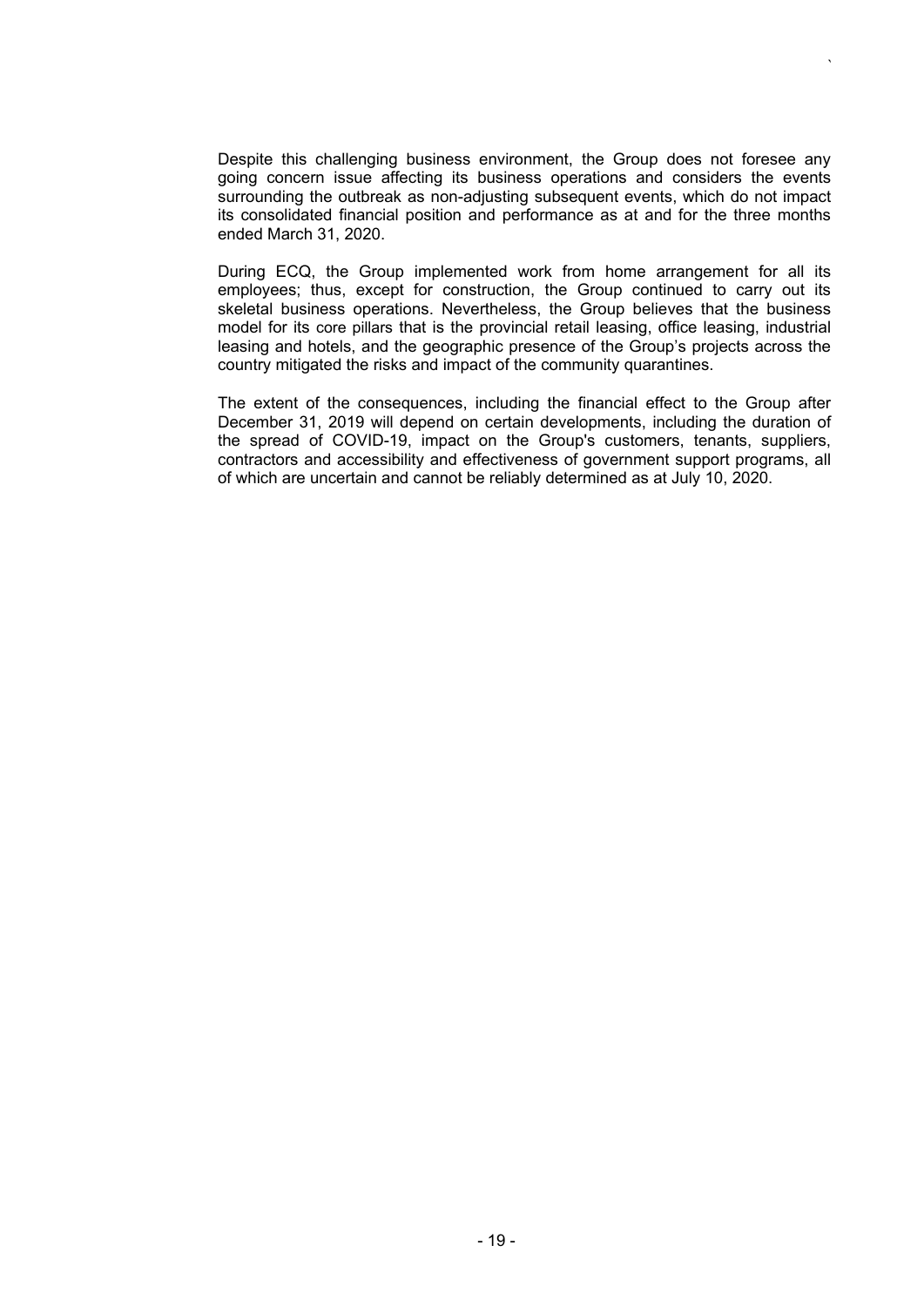Despite this challenging business environment, the Group does not foresee any going concern issue affecting its business operations and considers the events surrounding the outbreak as non-adjusting subsequent events, which do not impact its consolidated financial position and performance as at and for the three months ended March 31, 2020.

During ECQ, the Group implemented work from home arrangement for all its employees; thus, except for construction, the Group continued to carry out its skeletal business operations. Nevertheless, the Group believes that the business model for its core pillars that is the provincial retail leasing, office leasing, industrial leasing and hotels, and the geographic presence of the Group's projects across the country mitigated the risks and impact of the community quarantines.

The extent of the consequences, including the financial effect to the Group after December 31, 2019 will depend on certain developments, including the duration of the spread of COVID-19, impact on the Group's customers, tenants, suppliers, contractors and accessibility and effectiveness of government support programs, all of which are uncertain and cannot be reliably determined as at July 10, 2020.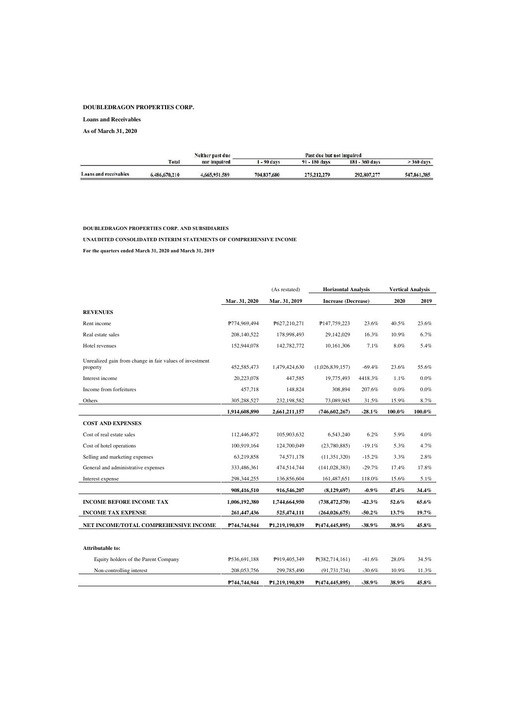**DOUBLEDRAGON PROPERTIES CORP.**

**Loans and Receivables**

**As of March 31, 2020**

| | Total | Neither past due nor impaired | Past due but not impaired | | | |
|---|---|---|---|---|---|---|
| | | | 1 - 90 days | 91 - 180 days | 181 - 360 days | > 360 days |
| Loans and receivables | 6,486,670,210 | 4,665,951,589 | 704,837,680 | 275,212,279 | 292,807,277 | 547,861,385 |

**DOUBLEDRAGON PROPERTIES CORP. AND SUBSIDIARIES**

**UNAUDITED CONSOLIDATED INTERIM STATEMENTS OF COMPREHENSIVE INCOME**

**For the quarters ended March 31, 2020 and March 31, 2019**

| | Mar. 31, 2020 | (As restated) Mar. 31, 2019 | Horizontal Analysis Increase (Decrease) | | Vertical Analysis 2020 | 2019 |
|---|---|---|---|---|---|---|
| **REVENUES** | | | | | | |
| Rent income | ₱774,969,494 | ₱627,210,271 | ₱147,759,223 | 23.6% | 40.5% | 23.6% |
| Real estate sales | 208,140,522 | 178,998,493 | 29,142,029 | 16.3% | 10.9% | 6.7% |
| Hotel revenues | 152,944,078 | 142,782,772 | 10,161,306 | 7.1% | 8.0% | 5.4% |
| Unrealized gain from change in fair values of investment property | 452,585,473 | 1,479,424,630 | (1,026,839,157) | -69.4% | 23.6% | 55.6% |
| Interest income | 20,223,078 | 447,585 | 19,775,493 | 4418.3% | 1.1% | 0.0% |
| Income from forfeitures | 457,718 | 148,824 | 308,894 | 207.6% | 0.0% | 0.0% |
| Others | 305,288,527 | 232,198,582 | 73,089,945 | 31.5% | 15.9% | 8.7% |
| | **1,914,608,890** | **2,661,211,157** | **(746,602,267)** | **-28.1%** | **100.0%** | **100.0%** |
| **COST AND EXPENSES** | | | | | | |
| Cost of real estate sales | 112,446,872 | 105,903,632 | 6,543,240 | 6.2% | 5.9% | 4.0% |
| Cost of hotel operations | 100,919,164 | 124,700,049 | (23,780,885) | -19.1% | 5.3% | 4.7% |
| Selling and marketing expenses | 63,219,858 | 74,571,178 | (11,351,320) | -15.2% | 3.3% | 2.8% |
| General and administrative expenses | 333,486,361 | 474,514,744 | (141,028,383) | -29.7% | 17.4% | 17.8% |
| Interest expense | 298,344,255 | 136,856,604 | 161,487,651 | 118.0% | 15.6% | 5.1% |
| | **908,416,510** | **916,546,207** | **(8,129,697)** | **-0.9%** | **47.4%** | **34.4%** |
| **INCOME BEFORE INCOME TAX** | **1,006,192,380** | **1,744,664,950** | **(738,472,570)** | **-42.3%** | **52.6%** | **65.6%** |
| **INCOME TAX EXPENSE** | **261,447,436** | **525,474,111** | **(264,026,675)** | **-50.2%** | **13.7%** | **19.7%** |
| **NET INCOME/TOTAL COMPREHENSIVE INCOME** | **₱744,744,944** | **₱1,219,190,839** | **₱(474,445,895)** | **-38.9%** | **38.9%** | **45.8%** |
| **Attributable to:** | | | | | | |
| Equity holders of the Parent Company | ₱536,691,188 | ₱919,405,349 | ₱(382,714,161) | -41.6% | 28.0% | 34.5% |
| Non-controlling interest | 208,053,756 | 299,785,490 | (91,731,734) | -30.6% | 10.9% | 11.3% |
| | **₱744,744,944** | **₱1,219,190,839** | **₱(474,445,895)** | **-38.9%** | **38.9%** | **45.8%** |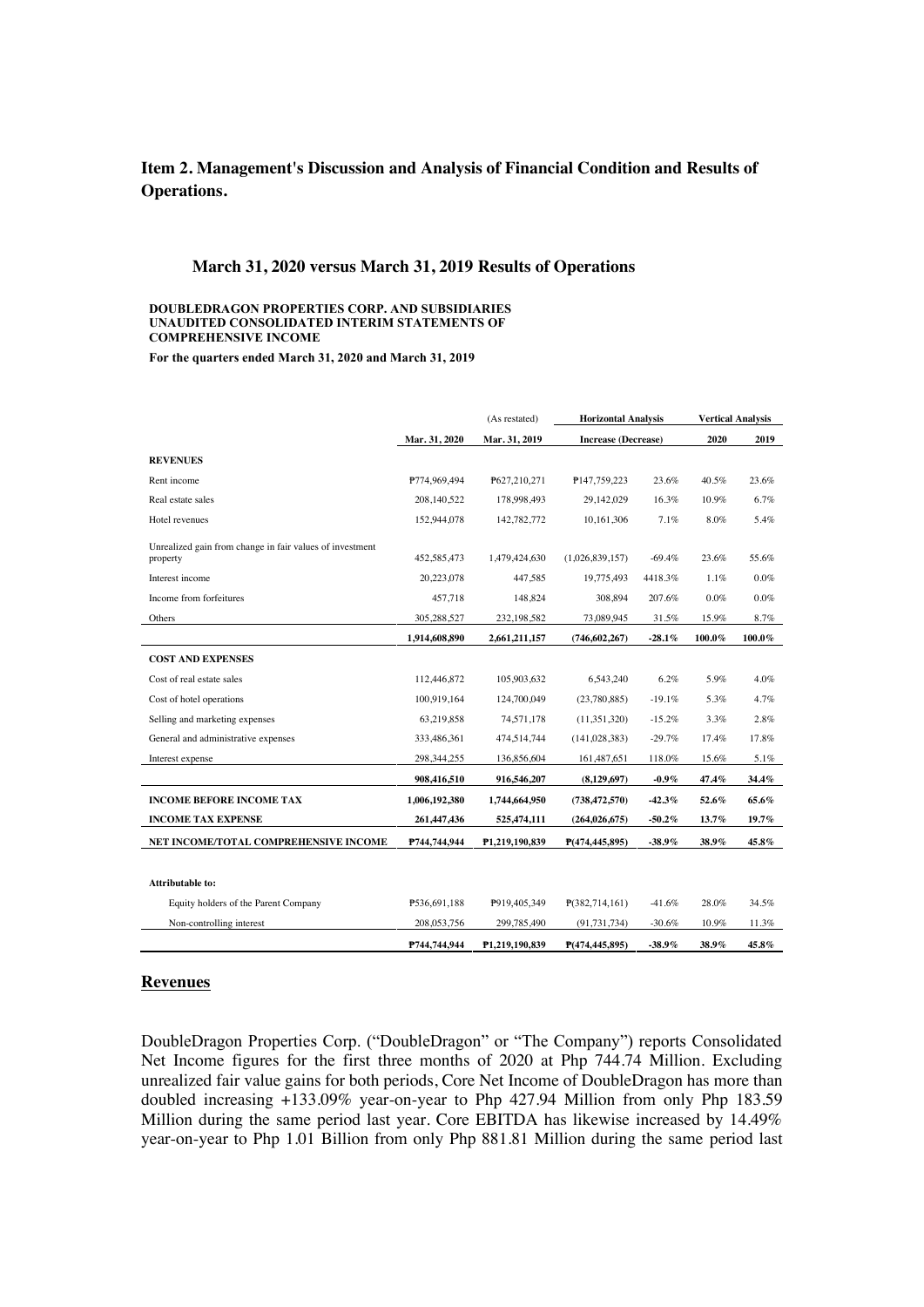## Item 2. Management's Discussion and Analysis of Financial Condition and Results of Operations.

### March 31, 2020 versus March 31, 2019 Results of Operations

**DOUBLEDRAGON PROPERTIES CORP. AND SUBSIDIARIES**
**UNAUDITED CONSOLIDATED INTERIM STATEMENTS OF COMPREHENSIVE INCOME**

**For the quarters ended March 31, 2020 and March 31, 2019**

| | | (As restated) | Horizontal Analysis | | Vertical Analysis | |
|---|---|---|---|---|---|---|
| | Mar. 31, 2020 | Mar. 31, 2019 | Increase (Decrease) | | 2020 | 2019 |
| **REVENUES** | | | | | | |
| Rent income | ₱774,969,494 | ₱627,210,271 | ₱147,759,223 | 23.6% | 40.5% | 23.6% |
| Real estate sales | 208,140,522 | 178,998,493 | 29,142,029 | 16.3% | 10.9% | 6.7% |
| Hotel revenues | 152,944,078 | 142,782,772 | 10,161,306 | 7.1% | 8.0% | 5.4% |
| Unrealized gain from change in fair values of investment property | 452,585,473 | 1,479,424,630 | (1,026,839,157) | -69.4% | 23.6% | 55.6% |
| Interest income | 20,223,078 | 447,585 | 19,775,493 | 4418.3% | 1.1% | 0.0% |
| Income from forfeitures | 457,718 | 148,824 | 308,894 | 207.6% | 0.0% | 0.0% |
| Others | 305,288,527 | 232,198,582 | 73,089,945 | 31.5% | 15.9% | 8.7% |
| | **1,914,608,890** | **2,661,211,157** | **(746,602,267)** | **-28.1%** | **100.0%** | **100.0%** |
| **COST AND EXPENSES** | | | | | | |
| Cost of real estate sales | 112,446,872 | 105,903,632 | 6,543,240 | 6.2% | 5.9% | 4.0% |
| Cost of hotel operations | 100,919,164 | 124,700,049 | (23,780,885) | -19.1% | 5.3% | 4.7% |
| Selling and marketing expenses | 63,219,858 | 74,571,178 | (11,351,320) | -15.2% | 3.3% | 2.8% |
| General and administrative expenses | 333,486,361 | 474,514,744 | (141,028,383) | -29.7% | 17.4% | 17.8% |
| Interest expense | 298,344,255 | 136,856,604 | 161,487,651 | 118.0% | 15.6% | 5.1% |
| | **908,416,510** | **916,546,207** | **(8,129,697)** | **-0.9%** | **47.4%** | **34.4%** |
| **INCOME BEFORE INCOME TAX** | **1,006,192,380** | **1,744,664,950** | **(738,472,570)** | **-42.3%** | **52.6%** | **65.6%** |
| **INCOME TAX EXPENSE** | **261,447,436** | **525,474,111** | **(264,026,675)** | **-50.2%** | **13.7%** | **19.7%** |
| **NET INCOME/TOTAL COMPREHENSIVE INCOME** | **₱744,744,944** | **₱1,219,190,839** | **₱(474,445,895)** | **-38.9%** | **38.9%** | **45.8%** |
| | | | | | | |
| **Attributable to:** | | | | | | |
| Equity holders of the Parent Company | ₱536,691,188 | ₱919,405,349 | ₱(382,714,161) | -41.6% | 28.0% | 34.5% |
| Non-controlling interest | 208,053,756 | 299,785,490 | (91,731,734) | -30.6% | 10.9% | 11.3% |
| | **₱744,744,944** | **₱1,219,190,839** | **₱(474,445,895)** | **-38.9%** | **38.9%** | **45.8%** |

### Revenues

DoubleDragon Properties Corp. ("DoubleDragon" or "The Company") reports Consolidated Net Income figures for the first three months of 2020 at Php 744.74 Million. Excluding unrealized fair value gains for both periods, Core Net Income of DoubleDragon has more than doubled increasing +133.09% year-on-year to Php 427.94 Million from only Php 183.59 Million during the same period last year. Core EBITDA has likewise increased by 14.49% year-on-year to Php 1.01 Billion from only Php 881.81 Million during the same period last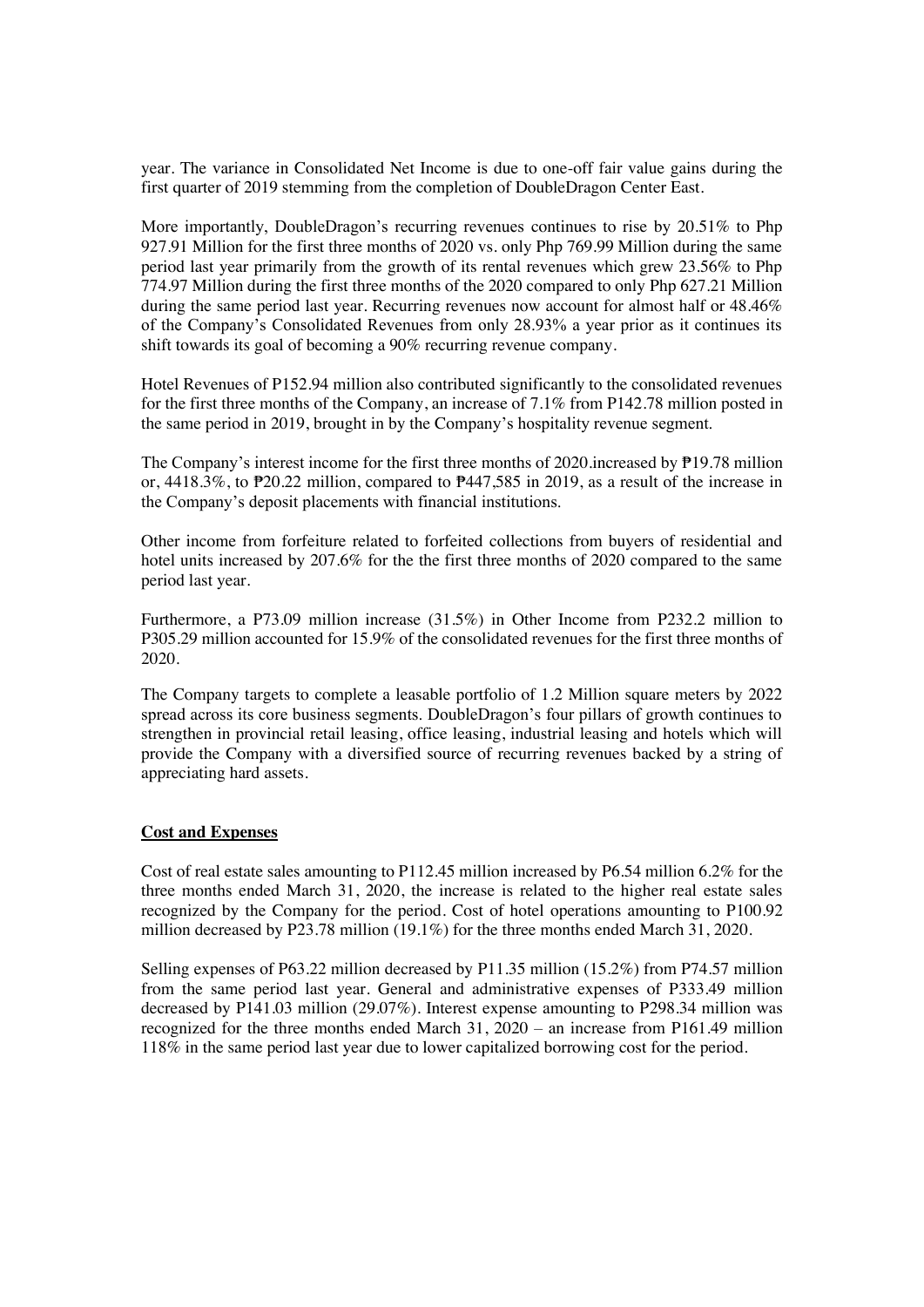year. The variance in Consolidated Net Income is due to one-off fair value gains during the first quarter of 2019 stemming from the completion of DoubleDragon Center East.

More importantly, DoubleDragon's recurring revenues continues to rise by 20.51% to Php 927.91 Million for the first three months of 2020 vs. only Php 769.99 Million during the same period last year primarily from the growth of its rental revenues which grew 23.56% to Php 774.97 Million during the first three months of the 2020 compared to only Php 627.21 Million during the same period last year. Recurring revenues now account for almost half or 48.46% of the Company's Consolidated Revenues from only 28.93% a year prior as it continues its shift towards its goal of becoming a 90% recurring revenue company.

Hotel Revenues of P152.94 million also contributed significantly to the consolidated revenues for the first three months of the Company, an increase of 7.1% from P142.78 million posted in the same period in 2019, brought in by the Company's hospitality revenue segment.

The Company's interest income for the first three months of 2020.increased by ₱19.78 million or, 4418.3%, to ₱20.22 million, compared to ₱447,585 in 2019, as a result of the increase in the Company's deposit placements with financial institutions.

Other income from forfeiture related to forfeited collections from buyers of residential and hotel units increased by 207.6% for the the first three months of 2020 compared to the same period last year.

Furthermore, a P73.09 million increase (31.5%) in Other Income from P232.2 million to P305.29 million accounted for 15.9% of the consolidated revenues for the first three months of 2020.

The Company targets to complete a leasable portfolio of 1.2 Million square meters by 2022 spread across its core business segments. DoubleDragon's four pillars of growth continues to strengthen in provincial retail leasing, office leasing, industrial leasing and hotels which will provide the Company with a diversified source of recurring revenues backed by a string of appreciating hard assets.

**Cost and Expenses**

Cost of real estate sales amounting to P112.45 million increased by P6.54 million 6.2% for the three months ended March 31, 2020, the increase is related to the higher real estate sales recognized by the Company for the period. Cost of hotel operations amounting to P100.92 million decreased by P23.78 million (19.1%) for the three months ended March 31, 2020.

Selling expenses of P63.22 million decreased by P11.35 million (15.2%) from P74.57 million from the same period last year. General and administrative expenses of P333.49 million decreased by P141.03 million (29.07%). Interest expense amounting to P298.34 million was recognized for the three months ended March 31, 2020 – an increase from P161.49 million 118% in the same period last year due to lower capitalized borrowing cost for the period.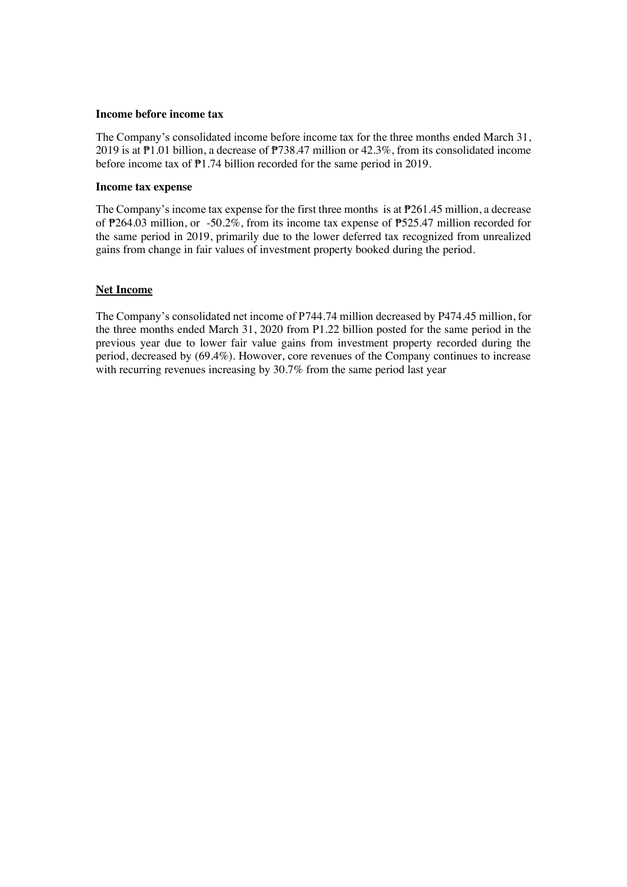**Income before income tax**

The Company's consolidated income before income tax for the three months ended March 31, 2019 is at ₱1.01 billion, a decrease of ₱738.47 million or 42.3%, from its consolidated income before income tax of ₱1.74 billion recorded for the same period in 2019.

**Income tax expense**

The Company's income tax expense for the first three months is at ₱261.45 million, a decrease of ₱264.03 million, or -50.2%, from its income tax expense of ₱525.47 million recorded for the same period in 2019, primarily due to the lower deferred tax recognized from unrealized gains from change in fair values of investment property booked during the period.

**Net Income**

The Company's consolidated net income of P744.74 million decreased by P474.45 million, for the three months ended March 31, 2020 from P1.22 billion posted for the same period in the previous year due to lower fair value gains from investment property recorded during the period, decreased by (69.4%). However, core revenues of the Company continues to increase with recurring revenues increasing by 30.7% from the same period last year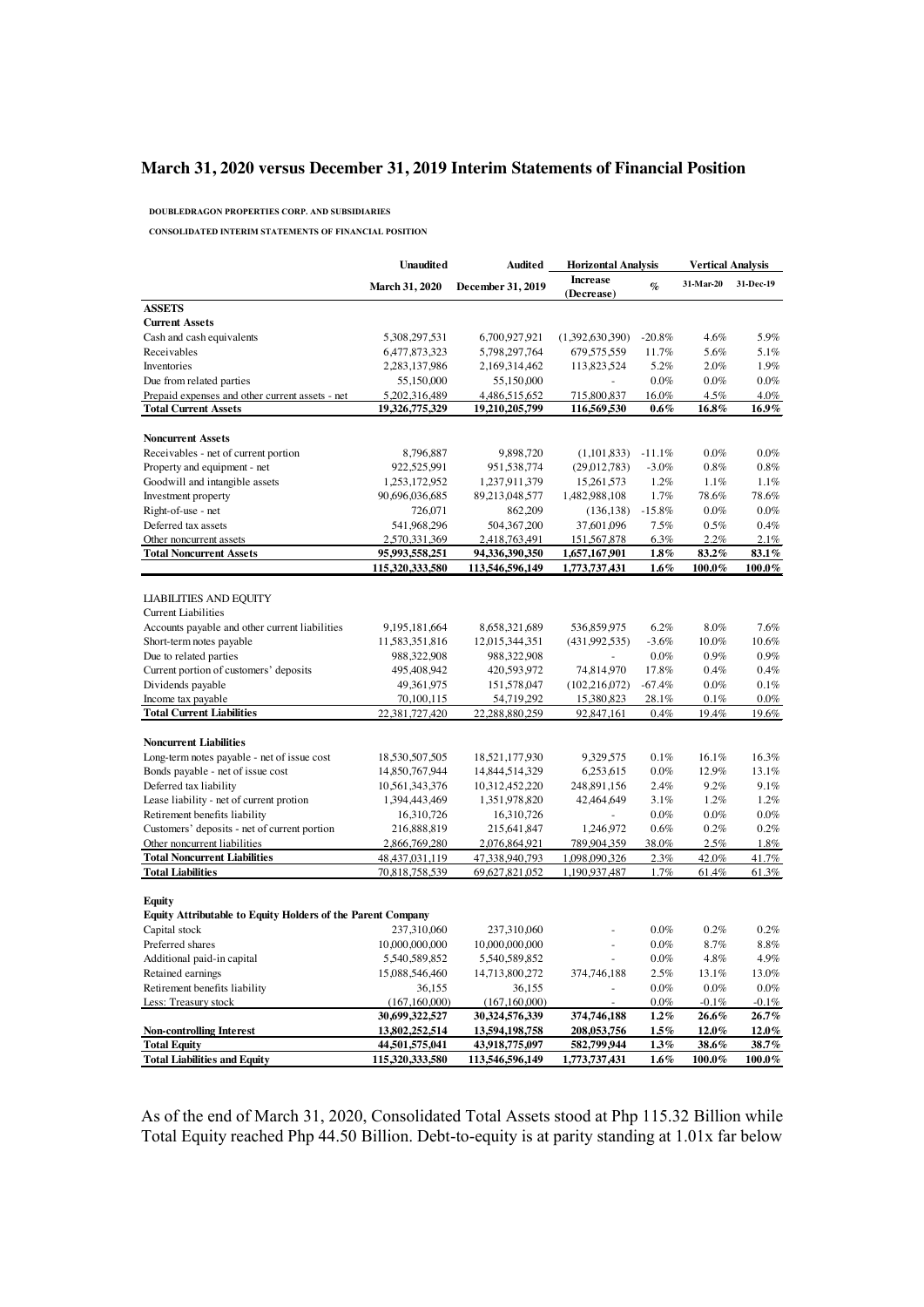## March 31, 2020 versus December 31, 2019 Interim Statements of Financial Position

**DOUBLEDRAGON PROPERTIES CORP. AND SUBSIDIARIES**

**CONSOLIDATED INTERIM STATEMENTS OF FINANCIAL POSITION**

| | Unaudited | Audited | Horizontal Analysis | | Vertical Analysis | |
|---|---|---|---|---|---|---|
| | March 31, 2020 | December 31, 2019 | Increase (Decrease) | % | 31-Mar-20 | 31-Dec-19 |
| **ASSETS** | | | | | | |
| **Current Assets** | | | | | | |
| Cash and cash equivalents | 5,308,297,531 | 6,700,927,921 | (1,392,630,390) | -20.8% | 4.6% | 5.9% |
| Receivables | 6,477,873,323 | 5,798,297,764 | 679,575,559 | 11.7% | 5.6% | 5.1% |
| Inventories | 2,283,137,986 | 2,169,314,462 | 113,823,524 | 5.2% | 2.0% | 1.9% |
| Due from related parties | 55,150,000 | 55,150,000 | - | 0.0% | 0.0% | 0.0% |
| Prepaid expenses and other current assets - net | 5,202,316,489 | 4,486,515,652 | 715,800,837 | 16.0% | 4.5% | 4.0% |
| **Total Current Assets** | **19,326,775,329** | **19,210,205,799** | **116,569,530** | **0.6%** | **16.8%** | **16.9%** |
| **Noncurrent Assets** | | | | | | |
| Receivables - net of current portion | 8,796,887 | 9,898,720 | (1,101,833) | -11.1% | 0.0% | 0.0% |
| Property and equipment - net | 922,525,991 | 951,538,774 | (29,012,783) | -3.0% | 0.8% | 0.8% |
| Goodwill and intangible assets | 1,253,172,952 | 1,237,911,379 | 15,261,573 | 1.2% | 1.1% | 1.1% |
| Investment property | 90,696,036,685 | 89,213,048,577 | 1,482,988,108 | 1.7% | 78.6% | 78.6% |
| Right-of-use - net | 726,071 | 862,209 | (136,138) | -15.8% | 0.0% | 0.0% |
| Deferred tax assets | 541,968,296 | 504,367,200 | 37,601,096 | 7.5% | 0.5% | 0.4% |
| Other noncurrent assets | 2,570,331,369 | 2,418,763,491 | 151,567,878 | 6.3% | 2.2% | 2.1% |
| **Total Noncurrent Assets** | **95,993,558,251** | **94,336,390,350** | **1,657,167,901** | **1.8%** | **83.2%** | **83.1%** |
| | **115,320,333,580** | **113,546,596,149** | **1,773,737,431** | **1.6%** | **100.0%** | **100.0%** |
| LIABILITIES AND EQUITY | | | | | | |
| Current Liabilities | | | | | | |
| Accounts payable and other current liabilities | 9,195,181,664 | 8,658,321,689 | 536,859,975 | 6.2% | 8.0% | 7.6% |
| Short-term notes payable | 11,583,351,816 | 12,015,344,351 | (431,992,535) | -3.6% | 10.0% | 10.6% |
| Due to related parties | 988,322,908 | 988,322,908 | - | 0.0% | 0.9% | 0.9% |
| Current portion of customers' deposits | 495,408,942 | 420,593,972 | 74,814,970 | 17.8% | 0.4% | 0.4% |
| Dividends payable | 49,361,975 | 151,578,047 | (102,216,072) | -67.4% | 0.0% | 0.1% |
| Income tax payable | 70,100,115 | 54,719,292 | 15,380,823 | 28.1% | 0.1% | 0.0% |
| **Total Current Liabilities** | 22,381,727,420 | 22,288,880,259 | 92,847,161 | 0.4% | 19.4% | 19.6% |
| **Noncurrent Liabilities** | | | | | | |
| Long-term notes payable - net of issue cost | 18,530,507,505 | 18,521,177,930 | 9,329,575 | 0.1% | 16.1% | 16.3% |
| Bonds payable - net of issue cost | 14,850,767,944 | 14,844,514,329 | 6,253,615 | 0.0% | 12.9% | 13.1% |
| Deferred tax liability | 10,561,343,376 | 10,312,452,220 | 248,891,156 | 2.4% | 9.2% | 9.1% |
| Lease liability - net of current protion | 1,394,443,469 | 1,351,978,820 | 42,464,649 | 3.1% | 1.2% | 1.2% |
| Retirement benefits liability | 16,310,726 | 16,310,726 | - | 0.0% | 0.0% | 0.0% |
| Customers' deposits - net of current portion | 216,888,819 | 215,641,847 | 1,246,972 | 0.6% | 0.2% | 0.2% |
| Other noncurrent liabilities | 2,866,769,280 | 2,076,864,921 | 789,904,359 | 38.0% | 2.5% | 1.8% |
| **Total Noncurrent Liabilities** | 48,437,031,119 | 47,338,940,793 | 1,098,090,326 | 2.3% | 42.0% | 41.7% |
| **Total Liabilities** | 70,818,758,539 | 69,627,821,052 | 1,190,937,487 | 1.7% | 61.4% | 61.3% |
| **Equity** | | | | | | |
| **Equity Attributable to Equity Holders of the Parent Company** | | | | | | |
| Capital stock | 237,310,060 | 237,310,060 | - | 0.0% | 0.2% | 0.2% |
| Preferred shares | 10,000,000,000 | 10,000,000,000 | - | 0.0% | 8.7% | 8.8% |
| Additional paid-in capital | 5,540,589,852 | 5,540,589,852 | - | 0.0% | 4.8% | 4.9% |
| Retained earnings | 15,088,546,460 | 14,713,800,272 | 374,746,188 | 2.5% | 13.1% | 13.0% |
| Retirement benefits liability | 36,155 | 36,155 | - | 0.0% | 0.0% | 0.0% |
| Less: Treasury stock | (167,160,000) | (167,160,000) | - | 0.0% | -0.1% | -0.1% |
| | **30,699,322,527** | **30,324,576,339** | **374,746,188** | **1.2%** | **26.6%** | **26.7%** |
| **Non-controlling Interest** | **13,802,252,514** | **13,594,198,758** | **208,053,756** | **1.5%** | **12.0%** | **12.0%** |
| **Total Equity** | **44,501,575,041** | **43,918,775,097** | **582,799,944** | **1.3%** | **38.6%** | **38.7%** |
| **Total Liabilities and Equity** | **115,320,333,580** | **113,546,596,149** | **1,773,737,431** | **1.6%** | **100.0%** | **100.0%** |

As of the end of March 31, 2020, Consolidated Total Assets stood at Php 115.32 Billion while Total Equity reached Php 44.50 Billion. Debt-to-equity is at parity standing at 1.01x far below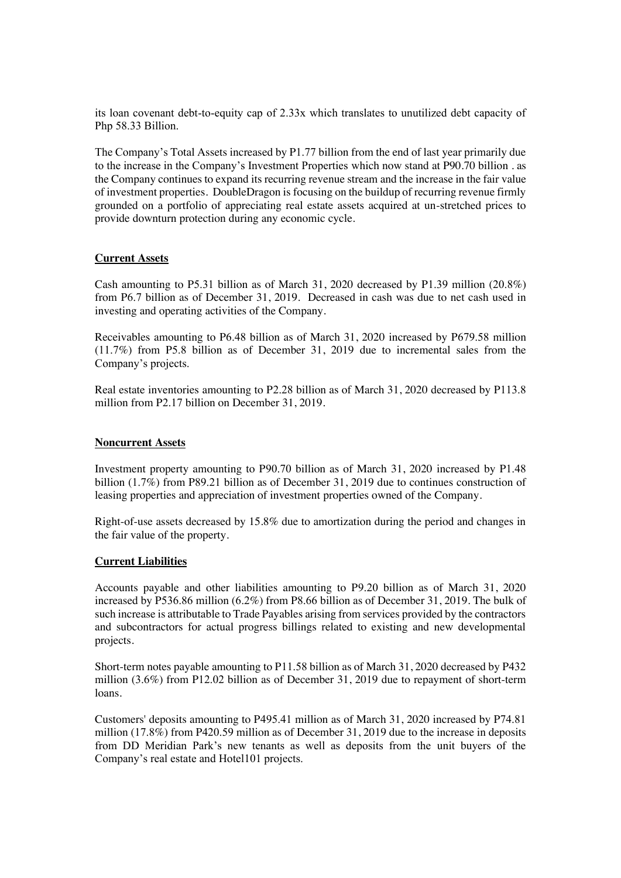its loan covenant debt-to-equity cap of 2.33x which translates to unutilized debt capacity of Php 58.33 Billion.

The Company's Total Assets increased by P1.77 billion from the end of last year primarily due to the increase in the Company's Investment Properties which now stand at P90.70 billion . as the Company continues to expand its recurring revenue stream and the increase in the fair value of investment properties. DoubleDragon is focusing on the buildup of recurring revenue firmly grounded on a portfolio of appreciating real estate assets acquired at un-stretched prices to provide downturn protection during any economic cycle.

**Current Assets**

Cash amounting to P5.31 billion as of March 31, 2020 decreased by P1.39 million (20.8%) from P6.7 billion as of December 31, 2019. Decreased in cash was due to net cash used in investing and operating activities of the Company.

Receivables amounting to P6.48 billion as of March 31, 2020 increased by P679.58 million (11.7%) from P5.8 billion as of December 31, 2019 due to incremental sales from the Company's projects.

Real estate inventories amounting to P2.28 billion as of March 31, 2020 decreased by P113.8 million from P2.17 billion on December 31, 2019.

**Noncurrent Assets**

Investment property amounting to P90.70 billion as of March 31, 2020 increased by P1.48 billion (1.7%) from P89.21 billion as of December 31, 2019 due to continues construction of leasing properties and appreciation of investment properties owned of the Company.

Right-of-use assets decreased by 15.8% due to amortization during the period and changes in the fair value of the property.

**Current Liabilities**

Accounts payable and other liabilities amounting to P9.20 billion as of March 31, 2020 increased by P536.86 million (6.2%) from P8.66 billion as of December 31, 2019. The bulk of such increase is attributable to Trade Payables arising from services provided by the contractors and subcontractors for actual progress billings related to existing and new developmental projects.

Short-term notes payable amounting to P11.58 billion as of March 31, 2020 decreased by P432 million (3.6%) from P12.02 billion as of December 31, 2019 due to repayment of short-term loans.

Customers' deposits amounting to P495.41 million as of March 31, 2020 increased by P74.81 million (17.8%) from P420.59 million as of December 31, 2019 due to the increase in deposits from DD Meridian Park's new tenants as well as deposits from the unit buyers of the Company's real estate and Hotel101 projects.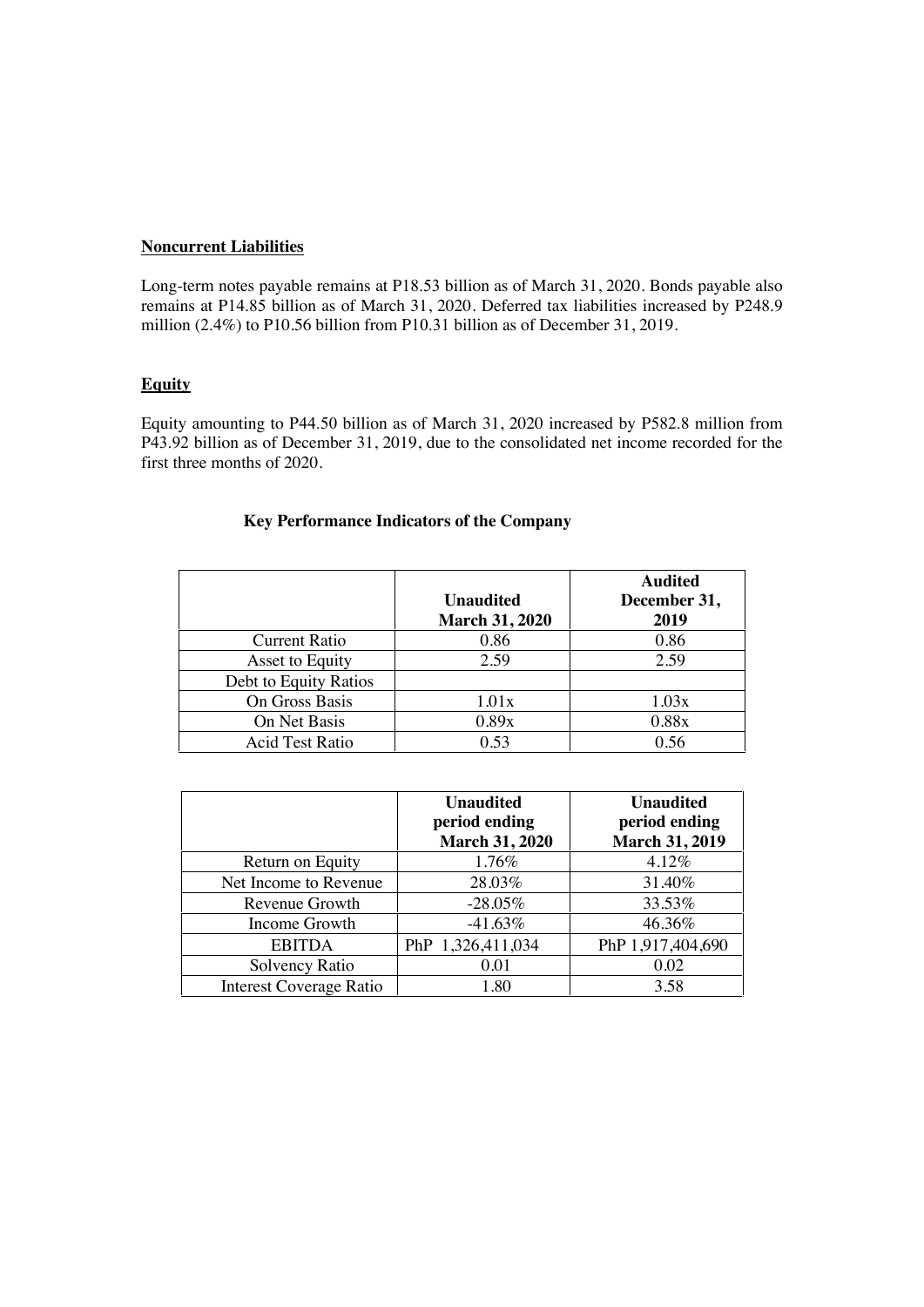**Noncurrent Liabilities**

Long-term notes payable remains at P18.53 billion as of March 31, 2020. Bonds payable also remains at P14.85 billion as of March 31, 2020. Deferred tax liabilities increased by P248.9 million (2.4%) to P10.56 billion from P10.31 billion as of December 31, 2019.

**Equity**

Equity amounting to P44.50 billion as of March 31, 2020 increased by P582.8 million from P43.92 billion as of December 31, 2019, due to the consolidated net income recorded for the first three months of 2020.

**Key Performance Indicators of the Company**

| | Unaudited March 31, 2020 | Audited December 31, 2019 |
|---|---|---|
| Current Ratio | 0.86 | 0.86 |
| Asset to Equity | 2.59 | 2.59 |
| Debt to Equity Ratios | | |
| On Gross Basis | 1.01x | 1.03x |
| On Net Basis | 0.89x | 0.88x |
| Acid Test Ratio | 0.53 | 0.56 |

| | Unaudited period ending March 31, 2020 | Unaudited period ending March 31, 2019 |
|---|---|---|
| Return on Equity | 1.76% | 4.12% |
| Net Income to Revenue | 28.03% | 31.40% |
| Revenue Growth | -28.05% | 33.53% |
| Income Growth | -41.63% | 46.36% |
| EBITDA | PhP 1,326,411,034 | PhP 1,917,404,690 |
| Solvency Ratio | 0.01 | 0.02 |
| Interest Coverage Ratio | 1.80 | 3.58 |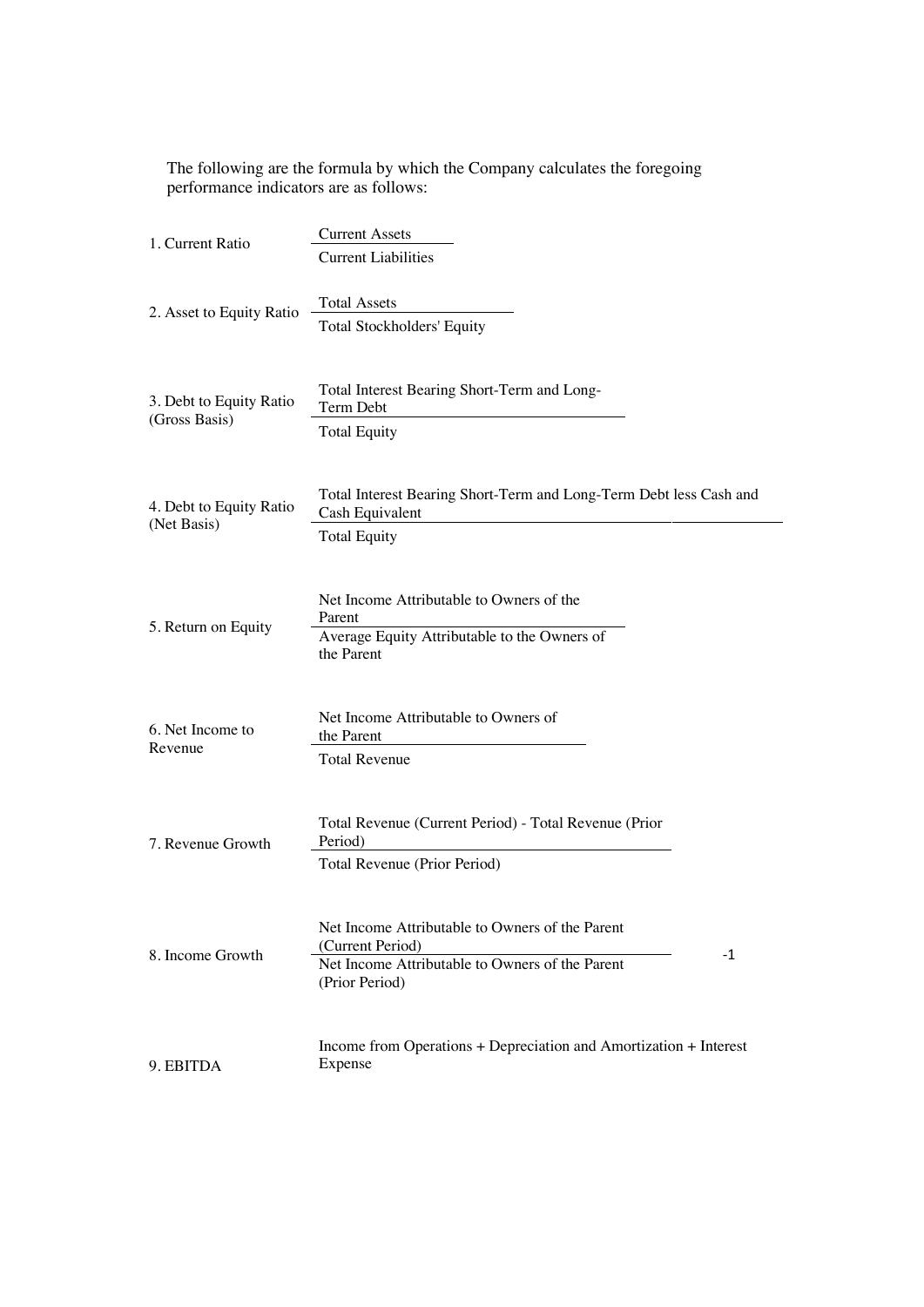The following are the formula by which the Company calculates the foregoing performance indicators are as follows:

1. Current Ratio

$$\frac{\text{Current Assets}}{\text{Current Liabilities}}$$

2. Asset to Equity Ratio

$$\frac{\text{Total Assets}}{\text{Total Stockholders' Equity}}$$

3. Debt to Equity Ratio (Gross Basis)

$$\frac{\text{Total Interest Bearing Short-Term and Long-Term Debt}}{\text{Total Equity}}$$

4. Debt to Equity Ratio (Net Basis)

$$\frac{\text{Total Interest Bearing Short-Term and Long-Term Debt less Cash and Cash Equivalent}}{\text{Total Equity}}$$

5. Return on Equity

$$\frac{\text{Net Income Attributable to Owners of the Parent}}{\text{Average Equity Attributable to the Owners of the Parent}}$$

6. Net Income to Revenue

$$\frac{\text{Net Income Attributable to Owners of the Parent}}{\text{Total Revenue}}$$

7. Revenue Growth

$$\frac{\text{Total Revenue (Current Period) - Total Revenue (Prior Period)}}{\text{Total Revenue (Prior Period)}}$$

8. Income Growth

$$\frac{\text{Net Income Attributable to Owners of the Parent (Current Period)}}{\text{Net Income Attributable to Owners of the Parent (Prior Period)}} - 1$$

9. EBITDA

Income from Operations + Depreciation and Amortization + Interest Expense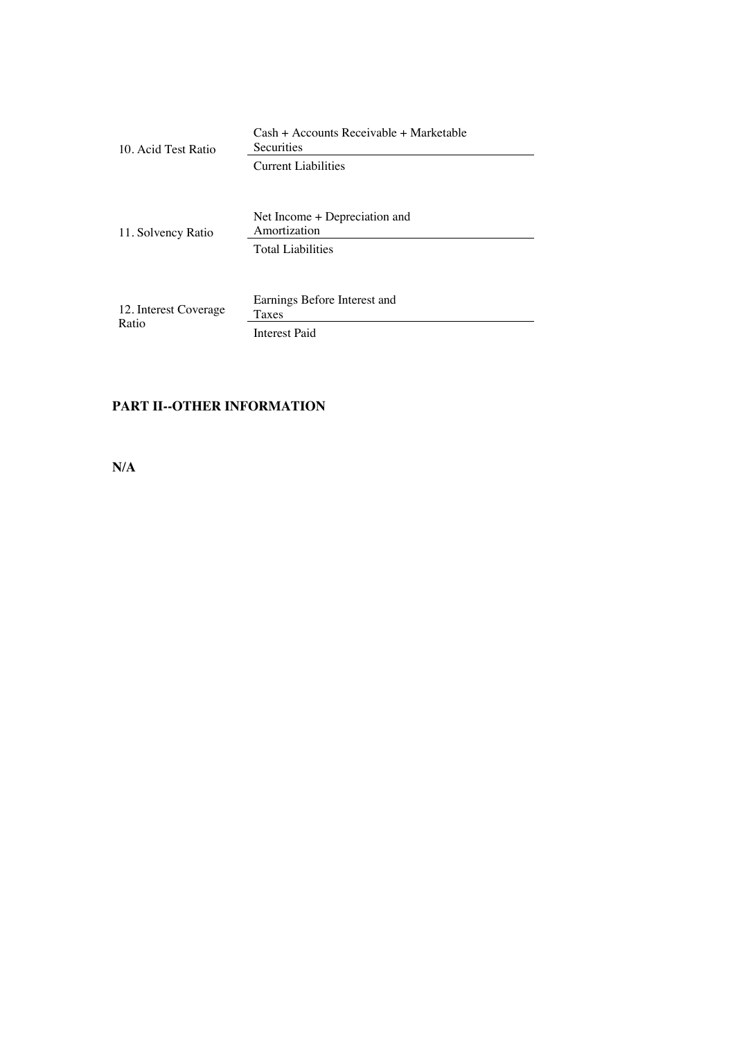| | |
|---|---|
| 10. Acid Test Ratio | $\dfrac{\text{Cash + Accounts Receivable + Marketable Securities}}{\text{Current Liabilities}}$ |
| 11. Solvency Ratio | $\dfrac{\text{Net Income + Depreciation and Amortization}}{\text{Total Liabilities}}$ |
| 12. Interest Coverage Ratio | $\dfrac{\text{Earnings Before Interest and Taxes}}{\text{Interest Paid}}$ |

**PART II--OTHER INFORMATION**

**N/A**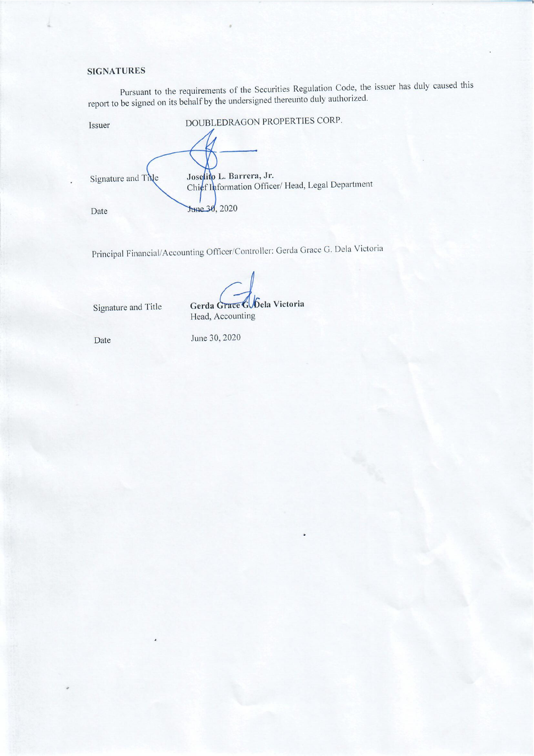## SIGNATURES

Pursuant to the requirements of the Securities Regulation Code, the issuer has duly caused this report to be signed on its behalf by the undersigned thereunto duly authorized.

| | |
|---|---|
| Issuer | DOUBLEDRAGON PROPERTIES CORP. |
| Signature and Title | **Joselito L. Barrera, Jr.**<br>Chief Information Officer/ Head, Legal Department |
| Date | June 30, 2020 |

Principal Financial/Accounting Officer/Controller: Gerda Grace G. Dela Victoria

| | |
|---|---|
| Signature and Title | **Gerda Grace G. Dela Victoria**<br>Head, Accounting |
| Date | June 30, 2020 |